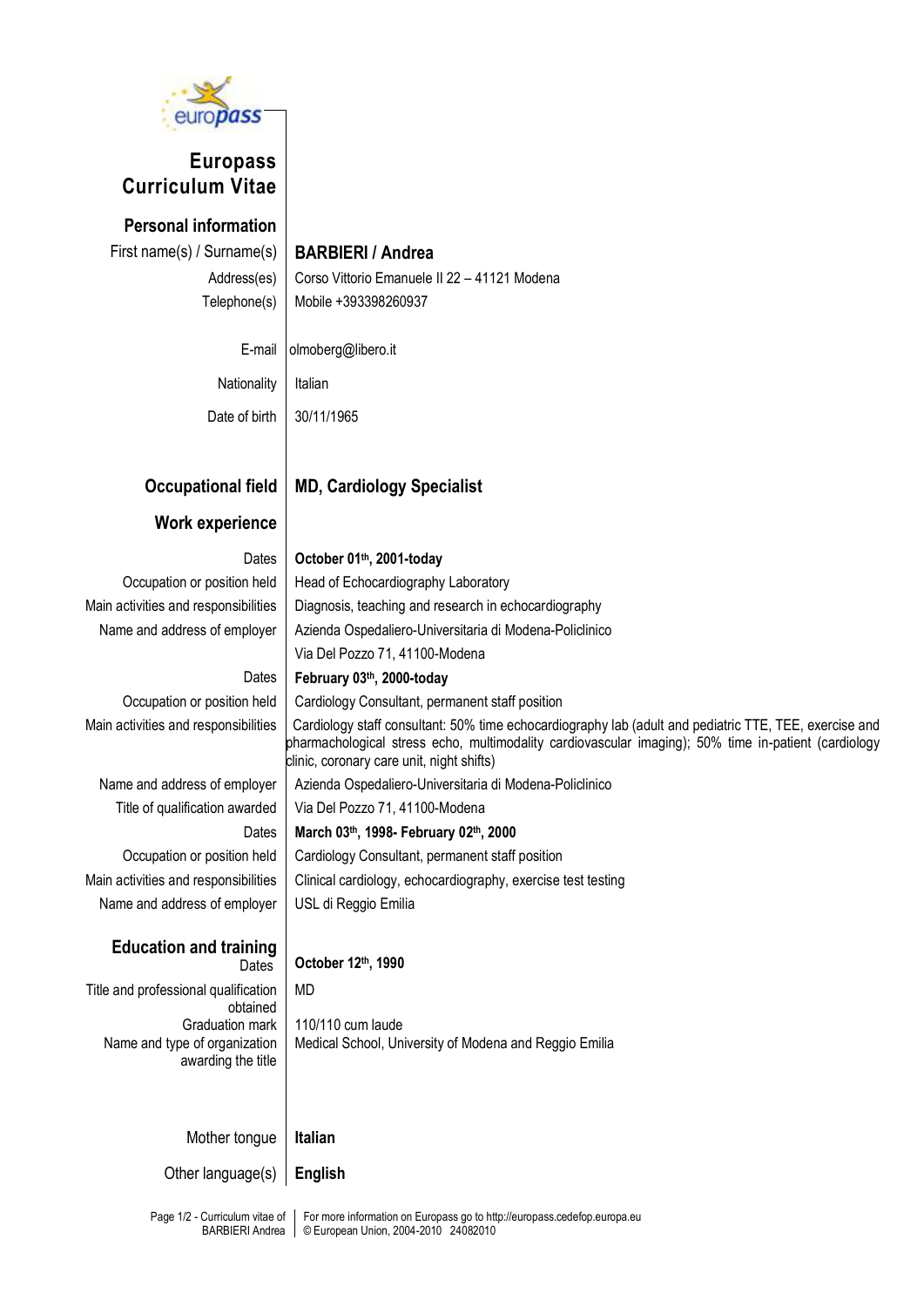# Europass Curriculum Vitae

## Personal information

| | |
|---|---|
| First name(s) / Surname(s) | **BARBIERI / Andrea** |
| Address(es) | Corso Vittorio Emanuele II 22 – 41121 Modena |
| Telephone(s) | Mobile +393398260937 |
| E-mail | olmoberg@libero.it |
| Nationality | Italian |
| Date of birth | 30/11/1965 |

## Occupational field — MD, Cardiology Specialist

## Work experience

| | |
|---|---|
| Dates | **October 01th, 2001-today** |
| Occupation or position held | Head of Echocardiography Laboratory |
| Main activities and responsibilities | Diagnosis, teaching and research in echocardiography |
| Name and address of employer | Azienda Ospedaliero-Universitaria di Modena-Policlinico<br>Via Del Pozzo 71, 41100-Modena |
| Dates | **February 03th, 2000-today** |
| Occupation or position held | Cardiology Consultant, permanent staff position |
| Main activities and responsibilities | Cardiology staff consultant: 50% time echocardiography lab (adult and pediatric TTE, TEE, exercise and pharmacological stress echo, multimodality cardiovascular imaging); 50% time in-patient (cardiology clinic, coronary care unit, night shifts) |
| Name and address of employer | Azienda Ospedaliero-Universitaria di Modena-Policlinico |
| Title of qualification awarded | Via Del Pozzo 71, 41100-Modena |
| Dates | **March 03th, 1998- February 02th, 2000** |
| Occupation or position held | Cardiology Consultant, permanent staff position |
| Main activities and responsibilities | Clinical cardiology, echocardiography, exercise test testing |
| Name and address of employer | USL di Reggio Emilia |

## Education and training

| | |
|---|---|
| Dates | **October 12th, 1990** |
| Title and professional qualification obtained | MD |
| Graduation mark | 110/110 cum laude |
| Name and type of organization awarding the title | Medical School, University of Modena and Reggio Emilia |

| | |
|---|---|
| Mother tongue | **Italian** |
| Other language(s) | **English** |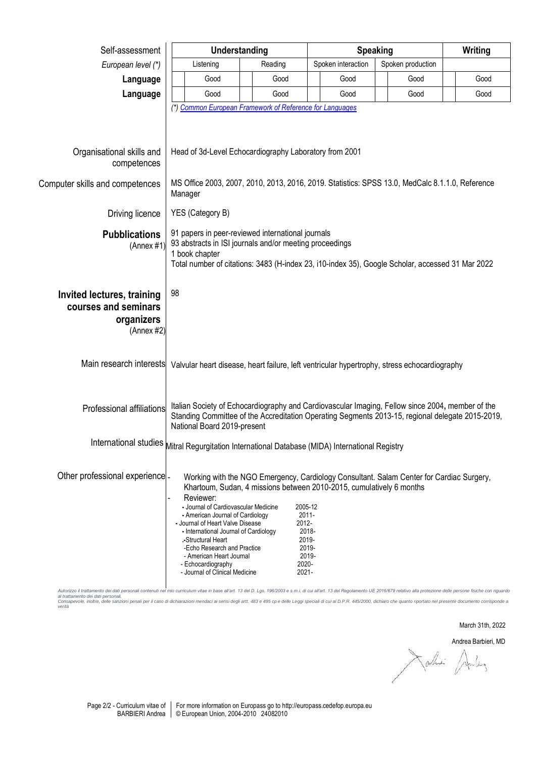| Self-assessment | Understanding | | Speaking | | Writing |
|---|---|---|---|---|---|
| *European level (*)* | Listening | Reading | Spoken interaction | Spoken production | |
| **Language** | Good | Good | Good | Good | Good |
| **Language** | Good | Good | Good | Good | Good |

*(*) Common European Framework of Reference for Languages*

**Organisational skills and competences**
Head of 3d-Level Echocardiography Laboratory from 2001

**Computer skills and competences**
MS Office 2003, 2007, 2010, 2013, 2016, 2019. Statistics: SPSS 13.0, MedCalc 8.1.1.0, Reference Manager

**Driving licence**
YES (Category B)

**Pubblications** (Annex #1)
91 papers in peer-reviewed international journals
93 abstracts in ISI journals and/or meeting proceedings
1 book chapter
Total number of citations: 3483 (H-index 23, i10-index 35), Google Scholar, accessed 31 Mar 2022

**Invited lectures, training courses and seminars organizers** (Annex #2)
98

**Main research interests**
Valvular heart disease, heart failure, left ventricular hypertrophy, stress echocardiography

**Professional affiliations**
Italian Society of Echocardiography and Cardiovascular Imaging, Fellow since 2004**,** member of the Standing Committee of the Accreditation Operating Segments 2013-15, regional delegate 2015-2019, National Board 2019-present

**International studies**
Mitral Regurgitation International Database (MIDA) International Registry

**Other professional experience**
- Working with the NGO Emergency, Cardiology Consultant. Salam Center for Cardiac Surgery, Khartoum, Sudan, 4 missions between 2010-2015, cumulatively 6 months
- Reviewer:
  - Journal of Cardiovascular Medicine 2005-12
  - American Journal of Cardiology 2011-
  - Journal of Heart Valve Disease 2012-
  - International Journal of Cardiology 2018-
  - Structural Heart 2019-
  - Echo Research and Practice 2019-
  - American Heart Journal 2019-
  - Echocardiography 2020-
  - Journal of Clinical Medicine 2021-

*Autorizzo il trattamento dei dati personali contenuti nel mio curriculum vitae in base all'art. 13 del D. Lgs. 196/2003 e s.m.i. di cui all'art. 13 del Regolamento UE 2016/679 relativo alla protezione delle persone fisiche con riguardo al trattamento dei dati personali.*
*Consapevole, inoltre, delle sanzioni penali per il caso di dichiarazioni mendaci ai sensi degli artt. 483 e 495 cp e delle Leggi speciali di cui al D.P.R. 445/2000, dichiaro che quanto riportato nel presente documento corrisponde a verità*

March 31th, 2022

Andrea Barbieri, MD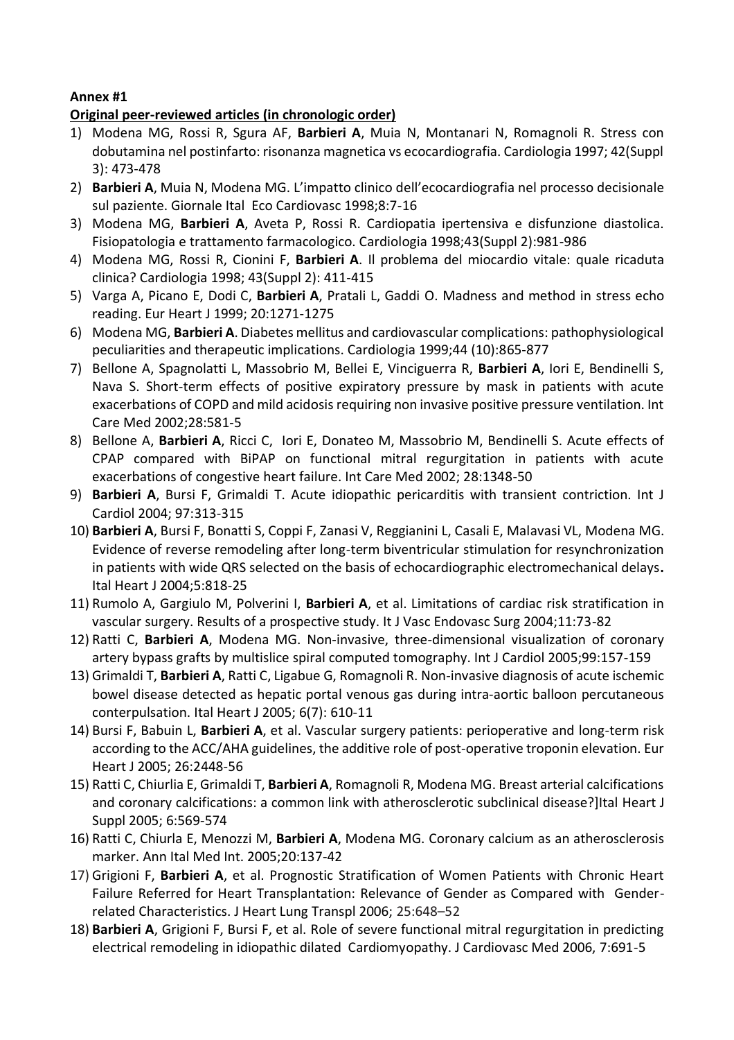**Annex #1**

**Original peer-reviewed articles (in chronologic order)**

1) Modena MG, Rossi R, Sgura AF, **Barbieri A**, Muia N, Montanari N, Romagnoli R. Stress con dobutamina nel postinfarto: risonanza magnetica vs ecocardiografia. Cardiologia 1997; 42(Suppl 3): 473-478
2) **Barbieri A**, Muia N, Modena MG. L'impatto clinico dell'ecocardiografia nel processo decisionale sul paziente. Giornale Ital Eco Cardiovasc 1998;8:7-16
3) Modena MG, **Barbieri A**, Aveta P, Rossi R. Cardiopatia ipertensiva e disfunzione diastolica. Fisiopatologia e trattamento farmacologico. Cardiologia 1998;43(Suppl 2):981-986
4) Modena MG, Rossi R, Cionini F, **Barbieri A**. Il problema del miocardio vitale: quale ricaduta clinica? Cardiologia 1998; 43(Suppl 2): 411-415
5) Varga A, Picano E, Dodi C, **Barbieri A**, Pratali L, Gaddi O. Madness and method in stress echo reading. Eur Heart J 1999; 20:1271-1275
6) Modena MG, **Barbieri A**. Diabetes mellitus and cardiovascular complications: pathophysiological peculiarities and therapeutic implications. Cardiologia 1999;44 (10):865-877
7) Bellone A, Spagnolatti L, Massobrio M, Bellei E, Vinciguerra R, **Barbieri A**, Iori E, Bendinelli S, Nava S. Short-term effects of positive expiratory pressure by mask in patients with acute exacerbations of COPD and mild acidosis requiring non invasive positive pressure ventilation. Int Care Med 2002;28:581-5
8) Bellone A, **Barbieri A**, Ricci C, Iori E, Donateo M, Massobrio M, Bendinelli S. Acute effects of CPAP compared with BiPAP on functional mitral regurgitation in patients with acute exacerbations of congestive heart failure. Int Care Med 2002; 28:1348-50
9) **Barbieri A**, Bursi F, Grimaldi T. Acute idiopathic pericarditis with transient contriction. Int J Cardiol 2004; 97:313-315
10) **Barbieri A**, Bursi F, Bonatti S, Coppi F, Zanasi V, Reggianini L, Casali E, Malavasi VL, Modena MG. Evidence of reverse remodeling after long-term biventricular stimulation for resynchronization in patients with wide QRS selected on the basis of echocardiographic electromechanical delays**.** Ital Heart J 2004;5:818-25
11) Rumolo A, Gargiulo M, Polverini I, **Barbieri A**, et al. Limitations of cardiac risk stratification in vascular surgery. Results of a prospective study. It J Vasc Endovasc Surg 2004;11:73-82
12) Ratti C, **Barbieri A**, Modena MG. Non-invasive, three-dimensional visualization of coronary artery bypass grafts by multislice spiral computed tomography. Int J Cardiol 2005;99:157-159
13) Grimaldi T, **Barbieri A**, Ratti C, Ligabue G, Romagnoli R. Non-invasive diagnosis of acute ischemic bowel disease detected as hepatic portal venous gas during intra-aortic balloon percutaneous conterpulsation. Ital Heart J 2005; 6(7): 610-11
14) Bursi F, Babuin L, **Barbieri A**, et al. Vascular surgery patients: perioperative and long-term risk according to the ACC/AHA guidelines, the additive role of post-operative troponin elevation. Eur Heart J 2005; 26:2448-56
15) Ratti C, Chiurlia E, Grimaldi T, **Barbieri A**, Romagnoli R, Modena MG. Breast arterial calcifications and coronary calcifications: a common link with atherosclerotic subclinical disease?]Ital Heart J Suppl 2005; 6:569-574
16) Ratti C, Chiurla E, Menozzi M, **Barbieri A**, Modena MG. Coronary calcium as an atherosclerosis marker. Ann Ital Med Int. 2005;20:137-42
17) Grigioni F, **Barbieri A**, et al. Prognostic Stratification of Women Patients with Chronic Heart Failure Referred for Heart Transplantation: Relevance of Gender as Compared with Gender-related Characteristics. J Heart Lung Transpl 2006; 25:648–52
18) **Barbieri A**, Grigioni F, Bursi F, et al. Role of severe functional mitral regurgitation in predicting electrical remodeling in idiopathic dilated Cardiomyopathy. J Cardiovasc Med 2006, 7:691-5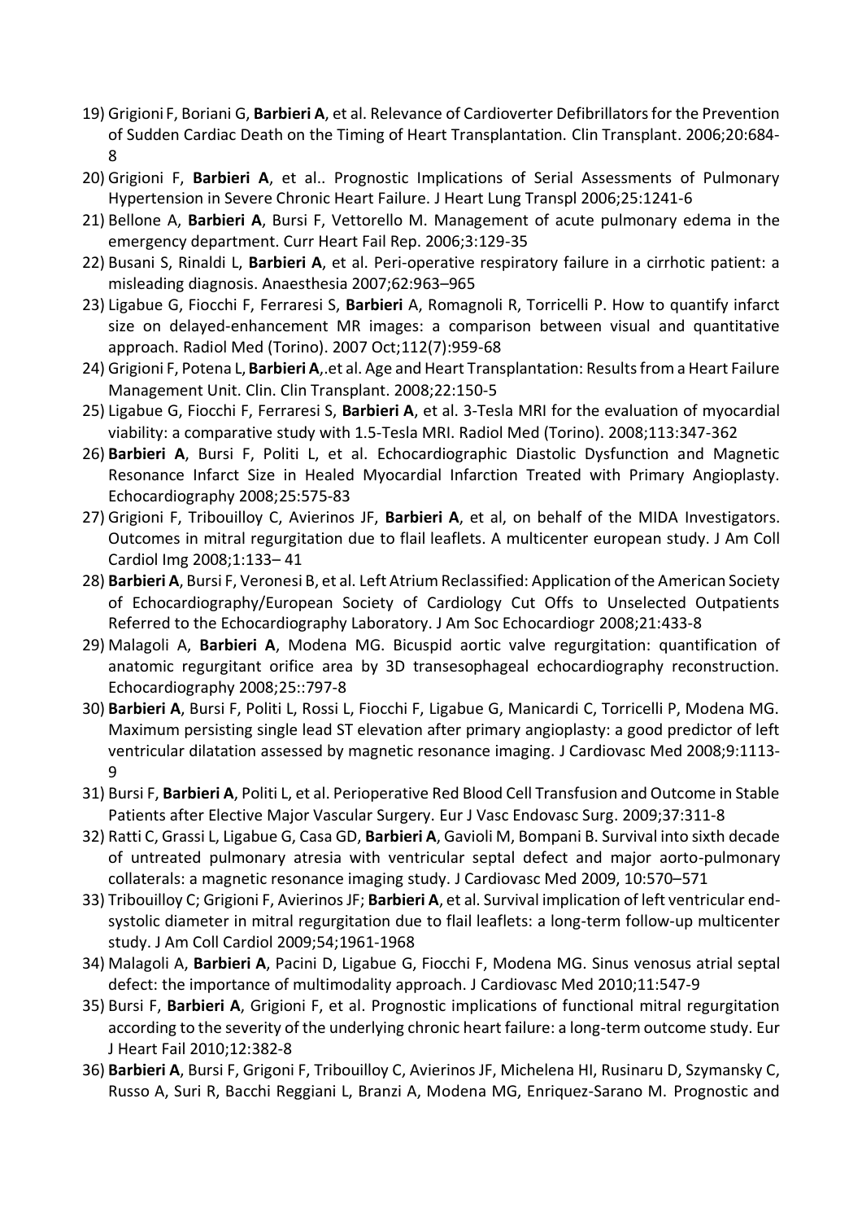19) Grigioni F, Boriani G, **Barbieri A**, et al. Relevance of Cardioverter Defibrillators for the Prevention of Sudden Cardiac Death on the Timing of Heart Transplantation. Clin Transplant. 2006;20:684-8

20) Grigioni F, **Barbieri A**, et al.. Prognostic Implications of Serial Assessments of Pulmonary Hypertension in Severe Chronic Heart Failure. J Heart Lung Transpl 2006;25:1241-6

21) Bellone A, **Barbieri A**, Bursi F, Vettorello M. Management of acute pulmonary edema in the emergency department. Curr Heart Fail Rep. 2006;3:129-35

22) Busani S, Rinaldi L, **Barbieri A**, et al. Peri-operative respiratory failure in a cirrhotic patient: a misleading diagnosis. Anaesthesia 2007;62:963–965

23) Ligabue G, Fiocchi F, Ferraresi S, **Barbieri** A, Romagnoli R, Torricelli P. How to quantify infarct size on delayed-enhancement MR images: a comparison between visual and quantitative approach. Radiol Med (Torino). 2007 Oct;112(7):959-68

24) Grigioni F, Potena L, **Barbieri A**,.et al. Age and Heart Transplantation: Results from a Heart Failure Management Unit. Clin. Clin Transplant. 2008;22:150-5

25) Ligabue G, Fiocchi F, Ferraresi S, **Barbieri A**, et al. 3-Tesla MRI for the evaluation of myocardial viability: a comparative study with 1.5-Tesla MRI. Radiol Med (Torino). 2008;113:347-362

26) **Barbieri A**, Bursi F, Politi L, et al. Echocardiographic Diastolic Dysfunction and Magnetic Resonance Infarct Size in Healed Myocardial Infarction Treated with Primary Angioplasty. Echocardiography 2008;25:575-83

27) Grigioni F, Tribouilloy C, Avierinos JF, **Barbieri A**, et al, on behalf of the MIDA Investigators. Outcomes in mitral regurgitation due to flail leaflets. A multicenter european study. J Am Coll Cardiol Img 2008;1:133– 41

28) **Barbieri A**, Bursi F, Veronesi B, et al. Left Atrium Reclassified: Application of the American Society of Echocardiography/European Society of Cardiology Cut Offs to Unselected Outpatients Referred to the Echocardiography Laboratory. J Am Soc Echocardiogr 2008;21:433-8

29) Malagoli A, **Barbieri A**, Modena MG. Bicuspid aortic valve regurgitation: quantification of anatomic regurgitant orifice area by 3D transesophageal echocardiography reconstruction. Echocardiography 2008;25::797-8

30) **Barbieri A**, Bursi F, Politi L, Rossi L, Fiocchi F, Ligabue G, Manicardi C, Torricelli P, Modena MG. Maximum persisting single lead ST elevation after primary angioplasty: a good predictor of left ventricular dilatation assessed by magnetic resonance imaging. J Cardiovasc Med 2008;9:1113-9

31) Bursi F, **Barbieri A**, Politi L, et al. Perioperative Red Blood Cell Transfusion and Outcome in Stable Patients after Elective Major Vascular Surgery. Eur J Vasc Endovasc Surg. 2009;37:311-8

32) Ratti C, Grassi L, Ligabue G, Casa GD, **Barbieri A**, Gavioli M, Bompani B. Survival into sixth decade of untreated pulmonary atresia with ventricular septal defect and major aorto-pulmonary collaterals: a magnetic resonance imaging study. J Cardiovasc Med 2009, 10:570–571

33) Tribouilloy C; Grigioni F, Avierinos JF; **Barbieri A**, et al. Survival implication of left ventricular end-systolic diameter in mitral regurgitation due to flail leaflets: a long-term follow-up multicenter study. J Am Coll Cardiol 2009;54;1961-1968

34) Malagoli A, **Barbieri A**, Pacini D, Ligabue G, Fiocchi F, Modena MG. Sinus venosus atrial septal defect: the importance of multimodality approach. J Cardiovasc Med 2010;11:547-9

35) Bursi F, **Barbieri A**, Grigioni F, et al. Prognostic implications of functional mitral regurgitation according to the severity of the underlying chronic heart failure: a long-term outcome study. Eur J Heart Fail 2010;12:382-8

36) **Barbieri A**, Bursi F, Grigoni F, Tribouilloy C, Avierinos JF, Michelena HI, Rusinaru D, Szymansky C, Russo A, Suri R, Bacchi Reggiani L, Branzi A, Modena MG, Enriquez-Sarano M. Prognostic and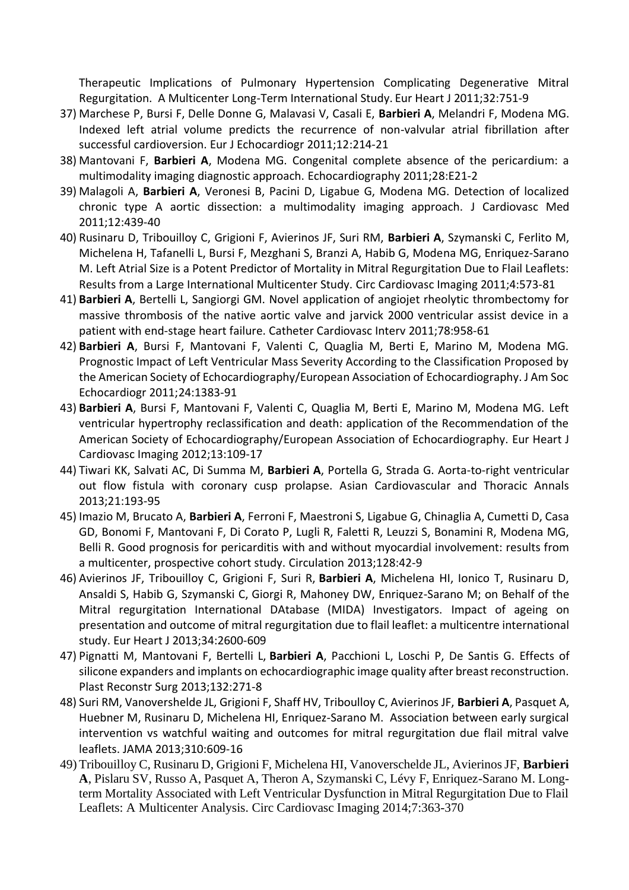Therapeutic Implications of Pulmonary Hypertension Complicating Degenerative Mitral Regurgitation. A Multicenter Long-Term International Study. Eur Heart J 2011;32:751-9

37) Marchese P, Bursi F, Delle Donne G, Malavasi V, Casali E, **Barbieri A**, Melandri F, Modena MG. Indexed left atrial volume predicts the recurrence of non-valvular atrial fibrillation after successful cardioversion. Eur J Echocardiogr 2011;12:214-21
38) Mantovani F, **Barbieri A**, Modena MG. Congenital complete absence of the pericardium: a multimodality imaging diagnostic approach. Echocardiography 2011;28:E21-2
39) Malagoli A, **Barbieri A**, Veronesi B, Pacini D, Ligabue G, Modena MG. Detection of localized chronic type A aortic dissection: a multimodality imaging approach. J Cardiovasc Med 2011;12:439-40
40) Rusinaru D, Tribouilloy C, Grigioni F, Avierinos JF, Suri RM, **Barbieri A**, Szymanski C, Ferlito M, Michelena H, Tafanelli L, Bursi F, Mezghani S, Branzi A, Habib G, Modena MG, Enriquez-Sarano M. Left Atrial Size is a Potent Predictor of Mortality in Mitral Regurgitation Due to Flail Leaflets: Results from a Large International Multicenter Study. Circ Cardiovasc Imaging 2011;4:573-81
41) **Barbieri A**, Bertelli L, Sangiorgi GM. Novel application of angiojet rheolytic thrombectomy for massive thrombosis of the native aortic valve and jarvick 2000 ventricular assist device in a patient with end-stage heart failure. Catheter Cardiovasc Interv 2011;78:958-61
42) **Barbieri A**, Bursi F, Mantovani F, Valenti C, Quaglia M, Berti E, Marino M, Modena MG. Prognostic Impact of Left Ventricular Mass Severity According to the Classification Proposed by the American Society of Echocardiography/European Association of Echocardiography. J Am Soc Echocardiogr 2011;24:1383-91
43) **Barbieri A**, Bursi F, Mantovani F, Valenti C, Quaglia M, Berti E, Marino M, Modena MG. Left ventricular hypertrophy reclassification and death: application of the Recommendation of the American Society of Echocardiography/European Association of Echocardiography. Eur Heart J Cardiovasc Imaging 2012;13:109-17
44) Tiwari KK, Salvati AC, Di Summa M, **Barbieri A**, Portella G, Strada G. Aorta-to-right ventricular out flow fistula with coronary cusp prolapse. Asian Cardiovascular and Thoracic Annals 2013;21:193-95
45) Imazio M, Brucato A, **Barbieri A**, Ferroni F, Maestroni S, Ligabue G, Chinaglia A, Cumetti D, Casa GD, Bonomi F, Mantovani F, Di Corato P, Lugli R, Faletti R, Leuzzi S, Bonamini R, Modena MG, Belli R. Good prognosis for pericarditis with and without myocardial involvement: results from a multicenter, prospective cohort study. Circulation 2013;128:42-9
46) Avierinos JF, Tribouilloy C, Grigioni F, Suri R, **Barbieri A**, Michelena HI, Ionico T, Rusinaru D, Ansaldi S, Habib G, Szymanski C, Giorgi R, Mahoney DW, Enriquez-Sarano M; on Behalf of the Mitral regurgitation International DAtabase (MIDA) Investigators. Impact of ageing on presentation and outcome of mitral regurgitation due to flail leaflet: a multicentre international study. Eur Heart J 2013;34:2600-609
47) Pignatti M, Mantovani F, Bertelli L, **Barbieri A**, Pacchioni L, Loschi P, De Santis G. Effects of silicone expanders and implants on echocardiographic image quality after breast reconstruction. Plast Reconstr Surg 2013;132:271-8
48) Suri RM, Vanovershelde JL, Grigioni F, Shaff HV, Triboulloy C, Avierinos JF, **Barbieri A**, Pasquet A, Huebner M, Rusinaru D, Michelena HI, Enriquez-Sarano M. Association between early surgical intervention vs watchful waiting and outcomes for mitral regurgitation due flail mitral valve leaflets. JAMA 2013;310:609-16
49) Tribouilloy C, Rusinaru D, Grigioni F, Michelena HI, Vanoverschelde JL, Avierinos JF, **Barbieri A**, Pislaru SV, Russo A, Pasquet A, Theron A, Szymanski C, Lévy F, Enriquez-Sarano M. Long-term Mortality Associated with Left Ventricular Dysfunction in Mitral Regurgitation Due to Flail Leaflets: A Multicenter Analysis. Circ Cardiovasc Imaging 2014;7:363-370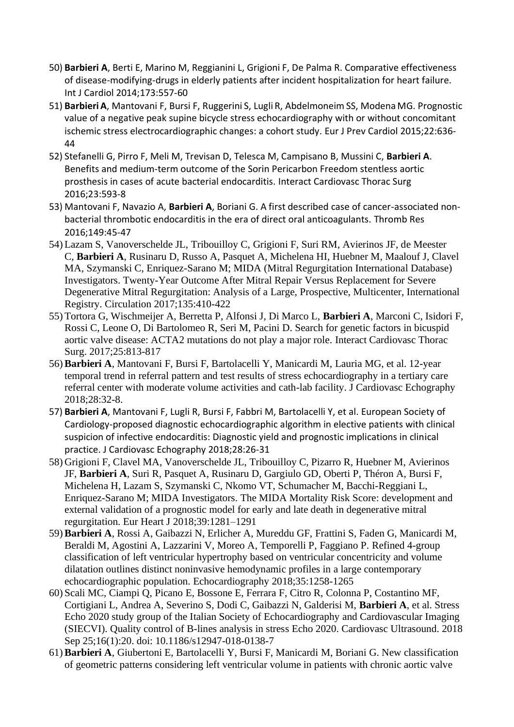50) **Barbieri A**, Berti E, Marino M, Reggianini L, Grigioni F, De Palma R. Comparative effectiveness of disease-modifying-drugs in elderly patients after incident hospitalization for heart failure. Int J Cardiol 2014;173:557-60
51) **Barbieri A**, Mantovani F, Bursi F, Ruggerini S, Lugli R, Abdelmoneim SS, Modena MG. Prognostic value of a negative peak supine bicycle stress echocardiography with or without concomitant ischemic stress electrocardiographic changes: a cohort study. Eur J Prev Cardiol 2015;22:636-44
52) Stefanelli G, Pirro F, Meli M, Trevisan D, Telesca M, Campisano B, Mussini C, **Barbieri A**. Benefits and medium-term outcome of the Sorin Pericarbon Freedom stentless aortic prosthesis in cases of acute bacterial endocarditis. Interact Cardiovasc Thorac Surg 2016;23:593-8
53) Mantovani F, Navazio A, **Barbieri A**, Boriani G. A first described case of cancer-associated non-bacterial thrombotic endocarditis in the era of direct oral anticoagulants. Thromb Res 2016;149:45-47
54) Lazam S, Vanoverschelde JL, Tribouilloy C, Grigioni F, Suri RM, Avierinos JF, de Meester C, **Barbieri A**, Rusinaru D, Russo A, Pasquet A, Michelena HI, Huebner M, Maalouf J, Clavel MA, Szymanski C, Enriquez-Sarano M; MIDA (Mitral Regurgitation International Database) Investigators. Twenty-Year Outcome After Mitral Repair Versus Replacement for Severe Degenerative Mitral Regurgitation: Analysis of a Large, Prospective, Multicenter, International Registry. Circulation 2017;135:410-422
55) Tortora G, Wischmeijer A, Berretta P, Alfonsi J, Di Marco L, **Barbieri A**, Marconi C, Isidori F, Rossi C, Leone O, Di Bartolomeo R, Seri M, Pacini D. Search for genetic factors in bicuspid aortic valve disease: ACTA2 mutations do not play a major role. Interact Cardiovasc Thorac Surg. 2017;25:813-817
56) **Barbieri A**, Mantovani F, Bursi F, Bartolacelli Y, Manicardi M, Lauria MG, et al. 12-year temporal trend in referral pattern and test results of stress echocardiography in a tertiary care referral center with moderate volume activities and cath-lab facility. J Cardiovasc Echography 2018;28:32-8.
57) **Barbieri A**, Mantovani F, Lugli R, Bursi F, Fabbri M, Bartolacelli Y, et al. European Society of Cardiology-proposed diagnostic echocardiographic algorithm in elective patients with clinical suspicion of infective endocarditis: Diagnostic yield and prognostic implications in clinical practice. J Cardiovasc Echography 2018;28:26-31
58) Grigioni F, Clavel MA, Vanoverschelde JL, Tribouilloy C, Pizarro R, Huebner M, Avierinos JF, **Barbieri A**, Suri R, Pasquet A, Rusinaru D, Gargiulo GD, Oberti P, Théron A, Bursi F, Michelena H, Lazam S, Szymanski C, Nkomo VT, Schumacher M, Bacchi-Reggiani L, Enriquez-Sarano M; MIDA Investigators. The MIDA Mortality Risk Score: development and external validation of a prognostic model for early and late death in degenerative mitral regurgitation. Eur Heart J 2018;39:1281–1291
59) **Barbieri A**, Rossi A, Gaibazzi N, Erlicher A, Mureddu GF, Frattini S, Faden G, Manicardi M, Beraldi M, Agostini A, Lazzarini V, Moreo A, Temporelli P, Faggiano P. Refined 4-group classification of left ventricular hypertrophy based on ventricular concentricity and volume dilatation outlines distinct noninvasive hemodynamic profiles in a large contemporary echocardiographic population. Echocardiography 2018;35:1258-1265
60) Scali MC, Ciampi Q, Picano E, Bossone E, Ferrara F, Citro R, Colonna P, Costantino MF, Cortigiani L, Andrea A, Severino S, Dodi C, Gaibazzi N, Galderisi M, **Barbieri A**, et al. Stress Echo 2020 study group of the Italian Society of Echocardiography and Cardiovascular Imaging (SIECVI). Quality control of B-lines analysis in stress Echo 2020. Cardiovasc Ultrasound. 2018 Sep 25;16(1):20. doi: 10.1186/s12947-018-0138-7
61) **Barbieri A**, Giubertoni E, Bartolacelli Y, Bursi F, Manicardi M, Boriani G. New classification of geometric patterns considering left ventricular volume in patients with chronic aortic valve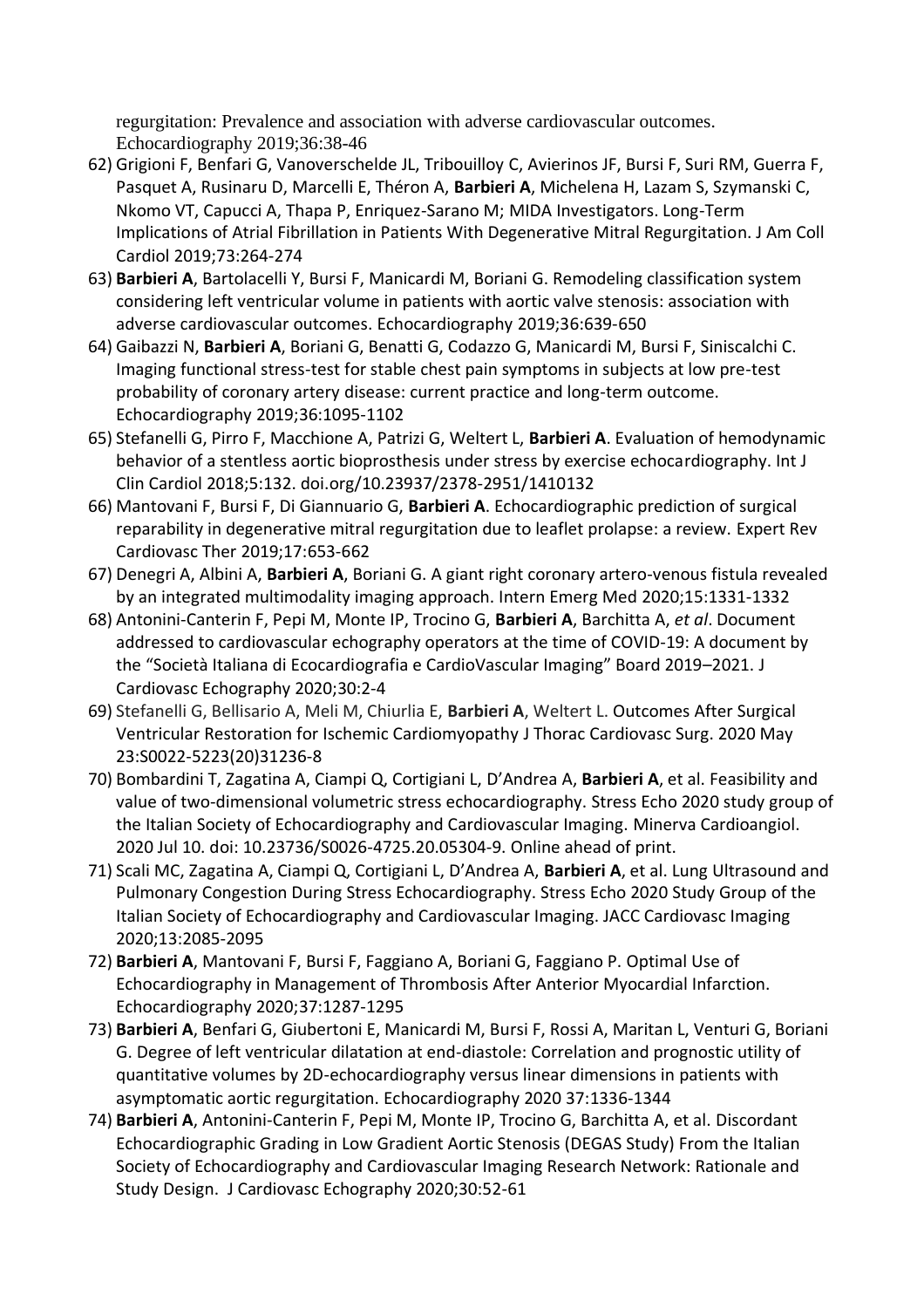regurgitation: Prevalence and association with adverse cardiovascular outcomes. Echocardiography 2019;36:38-46

62) Grigioni F, Benfari G, Vanoverschelde JL, Tribouilloy C, Avierinos JF, Bursi F, Suri RM, Guerra F, Pasquet A, Rusinaru D, Marcelli E, Théron A, **Barbieri A**, Michelena H, Lazam S, Szymanski C, Nkomo VT, Capucci A, Thapa P, Enriquez-Sarano M; MIDA Investigators. Long-Term Implications of Atrial Fibrillation in Patients With Degenerative Mitral Regurgitation. J Am Coll Cardiol 2019;73:264-274
63) **Barbieri A**, Bartolacelli Y, Bursi F, Manicardi M, Boriani G. Remodeling classification system considering left ventricular volume in patients with aortic valve stenosis: association with adverse cardiovascular outcomes. Echocardiography 2019;36:639-650
64) Gaibazzi N, **Barbieri A**, Boriani G, Benatti G, Codazzo G, Manicardi M, Bursi F, Siniscalchi C. Imaging functional stress-test for stable chest pain symptoms in subjects at low pre-test probability of coronary artery disease: current practice and long-term outcome. Echocardiography 2019;36:1095-1102
65) Stefanelli G, Pirro F, Macchione A, Patrizi G, Weltert L, **Barbieri A**. Evaluation of hemodynamic behavior of a stentless aortic bioprosthesis under stress by exercise echocardiography. Int J Clin Cardiol 2018;5:132. doi.org/10.23937/2378-2951/1410132
66) Mantovani F, Bursi F, Di Giannuario G, **Barbieri A**. Echocardiographic prediction of surgical reparability in degenerative mitral regurgitation due to leaflet prolapse: a review. Expert Rev Cardiovasc Ther 2019;17:653-662
67) Denegri A, Albini A, **Barbieri A**, Boriani G. A giant right coronary artero-venous fistula revealed by an integrated multimodality imaging approach. Intern Emerg Med 2020;15:1331-1332
68) Antonini-Canterin F, Pepi M, Monte IP, Trocino G, **Barbieri A**, Barchitta A, *et al*. Document addressed to cardiovascular echography operators at the time of COVID-19: A document by the "Società Italiana di Ecocardiografia e CardioVascular Imaging" Board 2019–2021. J Cardiovasc Echography 2020;30:2-4
69) Stefanelli G, Bellisario A, Meli M, Chiurlia E, **Barbieri A**, Weltert L. Outcomes After Surgical Ventricular Restoration for Ischemic Cardiomyopathy J Thorac Cardiovasc Surg. 2020 May 23:S0022-5223(20)31236-8
70) Bombardini T, Zagatina A, Ciampi Q, Cortigiani L, D'Andrea A, **Barbieri A**, et al. Feasibility and value of two-dimensional volumetric stress echocardiography. Stress Echo 2020 study group of the Italian Society of Echocardiography and Cardiovascular Imaging. Minerva Cardioangiol. 2020 Jul 10. doi: 10.23736/S0026-4725.20.05304-9. Online ahead of print.
71) Scali MC, Zagatina A, Ciampi Q, Cortigiani L, D'Andrea A, **Barbieri A**, et al. Lung Ultrasound and Pulmonary Congestion During Stress Echocardiography. Stress Echo 2020 Study Group of the Italian Society of Echocardiography and Cardiovascular Imaging. JACC Cardiovasc Imaging 2020;13:2085-2095
72) **Barbieri A**, Mantovani F, Bursi F, Faggiano A, Boriani G, Faggiano P. Optimal Use of Echocardiography in Management of Thrombosis After Anterior Myocardial Infarction. Echocardiography 2020;37:1287-1295
73) **Barbieri A**, Benfari G, Giubertoni E, Manicardi M, Bursi F, Rossi A, Maritan L, Venturi G, Boriani G. Degree of left ventricular dilatation at end-diastole: Correlation and prognostic utility of quantitative volumes by 2D-echocardiography versus linear dimensions in patients with asymptomatic aortic regurgitation. Echocardiography 2020 37:1336-1344
74) **Barbieri A**, Antonini-Canterin F, Pepi M, Monte IP, Trocino G, Barchitta A, et al. Discordant Echocardiographic Grading in Low Gradient Aortic Stenosis (DEGAS Study) From the Italian Society of Echocardiography and Cardiovascular Imaging Research Network: Rationale and Study Design. J Cardiovasc Echography 2020;30:52-61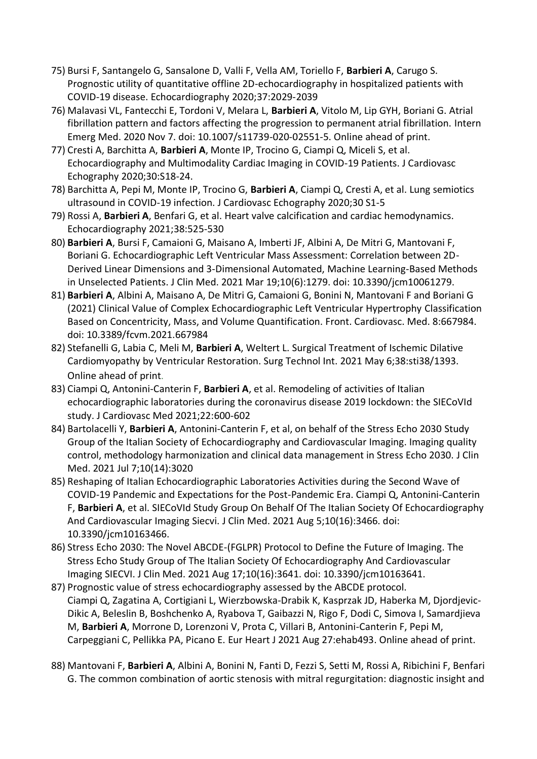75) Bursi F, Santangelo G, Sansalone D, Valli F, Vella AM, Toriello F, **Barbieri A**, Carugo S. Prognostic utility of quantitative offline 2D-echocardiography in hospitalized patients with COVID-19 disease. Echocardiography 2020;37:2029-2039
76) Malavasi VL, Fantecchi E, Tordoni V, Melara L, **Barbieri A**, Vitolo M, Lip GYH, Boriani G. Atrial fibrillation pattern and factors affecting the progression to permanent atrial fibrillation. Intern Emerg Med. 2020 Nov 7. doi: 10.1007/s11739-020-02551-5. Online ahead of print.
77) Cresti A, Barchitta A, **Barbieri A**, Monte IP, Trocino G, Ciampi Q, Miceli S, et al. Echocardiography and Multimodality Cardiac Imaging in COVID-19 Patients. J Cardiovasc Echography 2020;30:S18-24.
78) Barchitta A, Pepi M, Monte IP, Trocino G, **Barbieri A**, Ciampi Q, Cresti A, et al. Lung semiotics ultrasound in COVID-19 infection. J Cardiovasc Echography 2020;30 S1-5
79) Rossi A, **Barbieri A**, Benfari G, et al. Heart valve calcification and cardiac hemodynamics. Echocardiography 2021;38:525-530
80) **Barbieri A**, Bursi F, Camaioni G, Maisano A, Imberti JF, Albini A, De Mitri G, Mantovani F, Boriani G. Echocardiographic Left Ventricular Mass Assessment: Correlation between 2D-Derived Linear Dimensions and 3-Dimensional Automated, Machine Learning-Based Methods in Unselected Patients. J Clin Med. 2021 Mar 19;10(6):1279. doi: 10.3390/jcm10061279.
81) **Barbieri A**, Albini A, Maisano A, De Mitri G, Camaioni G, Bonini N, Mantovani F and Boriani G (2021) Clinical Value of Complex Echocardiographic Left Ventricular Hypertrophy Classification Based on Concentricity, Mass, and Volume Quantification. Front. Cardiovasc. Med. 8:667984. doi: 10.3389/fcvm.2021.667984
82) Stefanelli G, Labia C, Meli M, **Barbieri A**, Weltert L. Surgical Treatment of Ischemic Dilative Cardiomyopathy by Ventricular Restoration. Surg Technol Int. 2021 May 6;38:sti38/1393. Online ahead of print.
83) Ciampi Q, Antonini-Canterin F, **Barbieri A**, et al. Remodeling of activities of Italian echocardiographic laboratories during the coronavirus disease 2019 lockdown: the SIECoVId study. J Cardiovasc Med 2021;22:600-602
84) Bartolacelli Y, **Barbieri A**, Antonini-Canterin F, et al, on behalf of the Stress Echo 2030 Study Group of the Italian Society of Echocardiography and Cardiovascular Imaging. Imaging quality control, methodology harmonization and clinical data management in Stress Echo 2030. J Clin Med. 2021 Jul 7;10(14):3020
85) Reshaping of Italian Echocardiographic Laboratories Activities during the Second Wave of COVID-19 Pandemic and Expectations for the Post-Pandemic Era. Ciampi Q, Antonini-Canterin F, **Barbieri A**, et al. SIECoVId Study Group On Behalf Of The Italian Society Of Echocardiography And Cardiovascular Imaging Siecvi. J Clin Med. 2021 Aug 5;10(16):3466. doi: 10.3390/jcm10163466.
86) Stress Echo 2030: The Novel ABCDE-(FGLPR) Protocol to Define the Future of Imaging. The Stress Echo Study Group of The Italian Society Of Echocardiography And Cardiovascular Imaging SIECVI. J Clin Med. 2021 Aug 17;10(16):3641. doi: 10.3390/jcm10163641.
87) Prognostic value of stress echocardiography assessed by the ABCDE protocol. Ciampi Q, Zagatina A, Cortigiani L, Wierzbowska-Drabik K, Kasprzak JD, Haberka M, Djordjevic-Dikic A, Beleslin B, Boshchenko A, Ryabova T, Gaibazzi N, Rigo F, Dodi C, Simova I, Samardjieva M, **Barbieri A**, Morrone D, Lorenzoni V, Prota C, Villari B, Antonini-Canterin F, Pepi M, Carpeggiani C, Pellikka PA, Picano E. Eur Heart J 2021 Aug 27:ehab493. Online ahead of print.
88) Mantovani F, **Barbieri A**, Albini A, Bonini N, Fanti D, Fezzi S, Setti M, Rossi A, Ribichini F, Benfari G. The common combination of aortic stenosis with mitral regurgitation: diagnostic insight and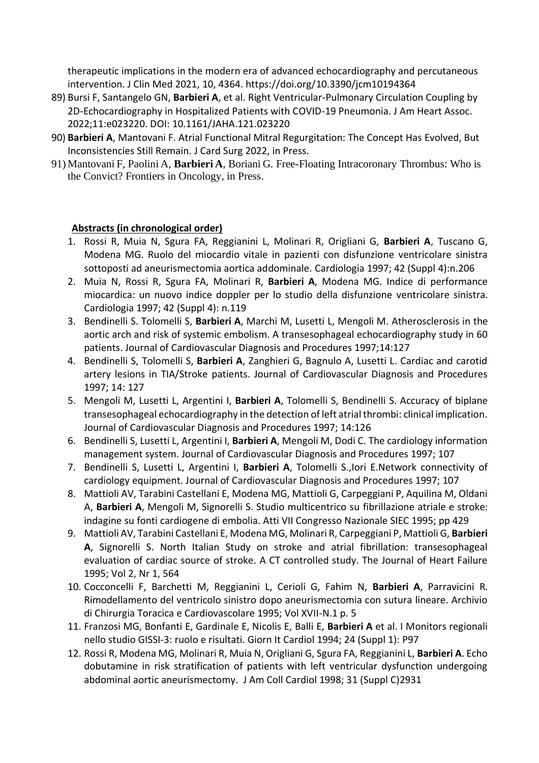therapeutic implications in the modern era of advanced echocardiography and percutaneous intervention. J Clin Med 2021, 10, 4364. https://doi.org/10.3390/jcm10194364

89) Bursi F, Santangelo GN, **Barbieri A**, et al. Right Ventricular-Pulmonary Circulation Coupling by 2D-Echocardiography in Hospitalized Patients with COVID-19 Pneumonia. J Am Heart Assoc. 2022;11:e023220. DOI: 10.1161/JAHA.121.023220
90) **Barbieri A**, Mantovani F. Atrial Functional Mitral Regurgitation: The Concept Has Evolved, But Inconsistencies Still Remain. J Card Surg 2022, in Press.
91) Mantovani F, Paolini A, **Barbieri A**, Boriani G. Free-Floating Intracoronary Thrombus: Who is the Convict? Frontiers in Oncology, in Press.

**Abstracts (in chronological order)**

1. Rossi R, Muia N, Sgura FA, Reggianini L, Molinari R, Origliani G, **Barbieri A**, Tuscano G, Modena MG. Ruolo del miocardio vitale in pazienti con disfunzione ventricolare sinistra sottoposti ad aneurismectomia aortica addominale. Cardiologia 1997; 42 (Suppl 4):n.206
2. Muia N, Rossi R, Sgura FA, Molinari R, **Barbieri A**, Modena MG. Indice di performance miocardica: un nuovo indice doppler per lo studio della disfunzione ventricolare sinistra. Cardiologia 1997; 42 (Suppl 4): n.119
3. Bendinelli S. Tolomelli S, **Barbieri A**, Marchi M, Lusetti L, Mengoli M. Atherosclerosis in the aortic arch and risk of systemic embolism. A transesophageal echocardiography study in 60 patients. Journal of Cardiovascular Diagnosis and Procedures 1997;14:127
4. Bendinelli S, Tolomelli S, **Barbieri A**, Zanghieri G, Bagnulo A, Lusetti L. Cardiac and carotid artery lesions in TIA/Stroke patients. Journal of Cardiovascular Diagnosis and Procedures 1997; 14: 127
5. Mengoli M, Lusetti L, Argentini I, **Barbieri A**, Tolomelli S, Bendinelli S. Accuracy of biplane transesophageal echocardiography in the detection of left atrial thrombi: clinical implication. Journal of Cardiovascular Diagnosis and Procedures 1997; 14:126
6. Bendinelli S, Lusetti L, Argentini I, **Barbieri A**, Mengoli M, Dodi C. The cardiology information management system. Journal of Cardiovascular Diagnosis and Procedures 1997; 107
7. Bendinelli S, Lusetti L, Argentini I, **Barbieri A**, Tolomelli S.,Iori E.Network connectivity of cardiology equipment. Journal of Cardiovascular Diagnosis and Procedures 1997; 107
8. Mattioli AV, Tarabini Castellani E, Modena MG, Mattioli G, Carpeggiani P, Aquilina M, Oldani A, **Barbieri A**, Mengoli M, Signorelli S. Studio multicentrico su fibrillazione atriale e stroke: indagine su fonti cardiogene di embolia. Atti VII Congresso Nazionale SIEC 1995; pp 429
9. Mattioli AV, Tarabini Castellani E, Modena MG, Molinari R, Carpeggiani P, Mattioli G, **Barbieri A**, Signorelli S. North Italian Study on stroke and atrial fibrillation: transesophageal evaluation of cardiac source of stroke. A CT controlled study. The Journal of Heart Failure 1995; Vol 2, Nr 1, 564
10. Cocconcelli F, Barchetti M, Reggianini L, Cerioli G, Fahim N, **Barbieri A**, Parravicini R. Rimodellamento del ventricolo sinistro dopo aneurismectomia con sutura lineare. Archivio di Chirurgia Toracica e Cardiovascolare 1995; Vol XVII-N.1 p. 5
11. Franzosi MG, Bonfanti E, Gardinale E, Nicolis E, Balli E, **Barbieri A** et al. I Monitors regionali nello studio GISSI-3: ruolo e risultati. Giorn It Cardiol 1994; 24 (Suppl 1): P97
12. Rossi R, Modena MG, Molinari R, Muia N, Origliani G, Sgura FA, Reggianini L, **Barbieri A**. Echo dobutamine in risk stratification of patients with left ventricular dysfunction undergoing abdominal aortic aneurismectomy. J Am Coll Cardiol 1998; 31 (Suppl C)2931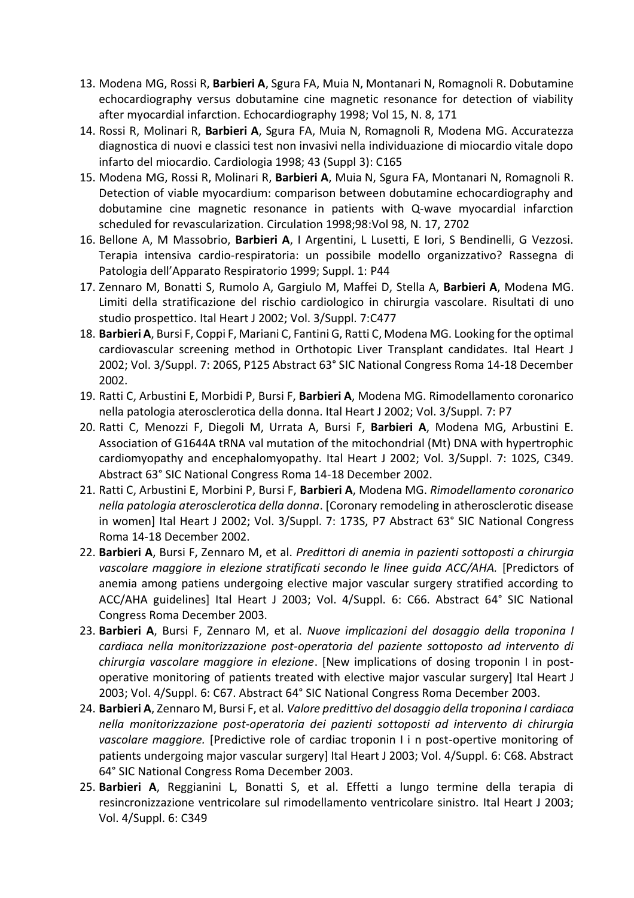13. Modena MG, Rossi R, **Barbieri A**, Sgura FA, Muia N, Montanari N, Romagnoli R. Dobutamine echocardiography versus dobutamine cine magnetic resonance for detection of viability after myocardial infarction. Echocardiography 1998; Vol 15, N. 8, 171
14. Rossi R, Molinari R, **Barbieri A**, Sgura FA, Muia N, Romagnoli R, Modena MG. Accuratezza diagnostica di nuovi e classici test non invasivi nella individuazione di miocardio vitale dopo infarto del miocardio. Cardiologia 1998; 43 (Suppl 3): C165
15. Modena MG, Rossi R, Molinari R, **Barbieri A**, Muia N, Sgura FA, Montanari N, Romagnoli R. Detection of viable myocardium: comparison between dobutamine echocardiography and dobutamine cine magnetic resonance in patients with Q-wave myocardial infarction scheduled for revascularization. Circulation 1998;98:Vol 98, N. 17, 2702
16. Bellone A, M Massobrio, **Barbieri A**, I Argentini, L Lusetti, E Iori, S Bendinelli, G Vezzosi. Terapia intensiva cardio-respiratoria: un possibile modello organizzativo? Rassegna di Patologia dell'Apparato Respiratorio 1999; Suppl. 1: P44
17. Zennaro M, Bonatti S, Rumolo A, Gargiulo M, Maffei D, Stella A, **Barbieri A**, Modena MG. Limiti della stratificazione del rischio cardiologico in chirurgia vascolare. Risultati di uno studio prospettico. Ital Heart J 2002; Vol. 3/Suppl. 7:C477
18. **Barbieri A**, Bursi F, Coppi F, Mariani C, Fantini G, Ratti C, Modena MG. Looking for the optimal cardiovascular screening method in Orthotopic Liver Transplant candidates. Ital Heart J 2002; Vol. 3/Suppl. 7: 206S, P125 Abstract 63° SIC National Congress Roma 14-18 December 2002.
19. Ratti C, Arbustini E, Morbidi P, Bursi F, **Barbieri A**, Modena MG. Rimodellamento coronarico nella patologia aterosclerotica della donna. Ital Heart J 2002; Vol. 3/Suppl. 7: P7
20. Ratti C, Menozzi F, Diegoli M, Urrata A, Bursi F, **Barbieri A**, Modena MG, Arbustini E. Association of G1644A tRNA val mutation of the mitochondrial (Mt) DNA with hypertrophic cardiomyopathy and encephalomyopathy. Ital Heart J 2002; Vol. 3/Suppl. 7: 102S, C349. Abstract 63° SIC National Congress Roma 14-18 December 2002.
21. Ratti C, Arbustini E, Morbini P, Bursi F, **Barbieri A**, Modena MG. *Rimodellamento coronarico nella patologia aterosclerotica della donna*. [Coronary remodeling in atherosclerotic disease in women] Ital Heart J 2002; Vol. 3/Suppl. 7: 173S, P7 Abstract 63° SIC National Congress Roma 14-18 December 2002.
22. **Barbieri A**, Bursi F, Zennaro M, et al. *Predittori di anemia in pazienti sottoposti a chirurgia vascolare maggiore in elezione stratificati secondo le linee guida ACC/AHA.* [Predictors of anemia among patiens undergoing elective major vascular surgery stratified according to ACC/AHA guidelines] Ital Heart J 2003; Vol. 4/Suppl. 6: C66. Abstract 64° SIC National Congress Roma December 2003.
23. **Barbieri A**, Bursi F, Zennaro M, et al. *Nuove implicazioni del dosaggio della troponina I cardiaca nella monitorizzazione post-operatoria del paziente sottoposto ad intervento di chirurgia vascolare maggiore in elezione*. [New implications of dosing troponin I in post-operative monitoring of patients treated with elective major vascular surgery] Ital Heart J 2003; Vol. 4/Suppl. 6: C67. Abstract 64° SIC National Congress Roma December 2003.
24. **Barbieri A**, Zennaro M, Bursi F, et al. *Valore predittivo del dosaggio della troponina I cardiaca nella monitorizzazione post-operatoria dei pazienti sottoposti ad intervento di chirurgia vascolare maggiore.* [Predictive role of cardiac troponin I i n post-opertive monitoring of patients undergoing major vascular surgery] Ital Heart J 2003; Vol. 4/Suppl. 6: C68. Abstract 64° SIC National Congress Roma December 2003.
25. **Barbieri A**, Reggianini L, Bonatti S, et al. Effetti a lungo termine della terapia di resincronizzazione ventricolare sul rimodellamento ventricolare sinistro. Ital Heart J 2003; Vol. 4/Suppl. 6: C349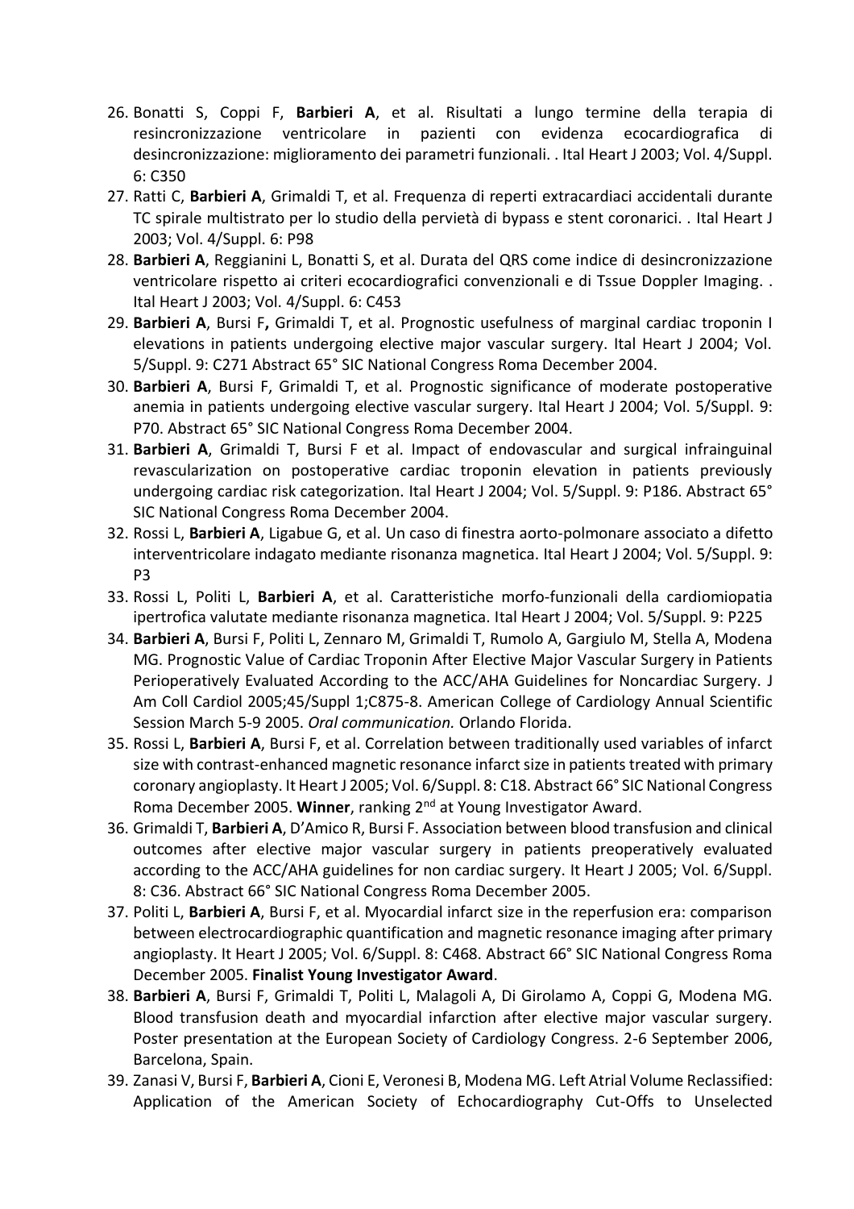26. Bonatti S, Coppi F, **Barbieri A**, et al. Risultati a lungo termine della terapia di resincronizzazione ventricolare in pazienti con evidenza ecocardiografica di desincronizzazione: miglioramento dei parametri funzionali. . Ital Heart J 2003; Vol. 4/Suppl. 6: C350
27. Ratti C, **Barbieri A**, Grimaldi T, et al. Frequenza di reperti extracardiaci accidentali durante TC spirale multistrato per lo studio della pervietà di bypass e stent coronarici. . Ital Heart J 2003; Vol. 4/Suppl. 6: P98
28. **Barbieri A**, Reggianini L, Bonatti S, et al. Durata del QRS come indice di desincronizzazione ventricolare rispetto ai criteri ecocardiografici convenzionali e di Tssue Doppler Imaging. . Ital Heart J 2003; Vol. 4/Suppl. 6: C453
29. **Barbieri A**, Bursi F**,** Grimaldi T, et al. Prognostic usefulness of marginal cardiac troponin I elevations in patients undergoing elective major vascular surgery. Ital Heart J 2004; Vol. 5/Suppl. 9: C271 Abstract 65° SIC National Congress Roma December 2004.
30. **Barbieri A**, Bursi F, Grimaldi T, et al. Prognostic significance of moderate postoperative anemia in patients undergoing elective vascular surgery. Ital Heart J 2004; Vol. 5/Suppl. 9: P70. Abstract 65° SIC National Congress Roma December 2004.
31. **Barbieri A**, Grimaldi T, Bursi F et al. Impact of endovascular and surgical infrainguinal revascularization on postoperative cardiac troponin elevation in patients previously undergoing cardiac risk categorization. Ital Heart J 2004; Vol. 5/Suppl. 9: P186. Abstract 65° SIC National Congress Roma December 2004.
32. Rossi L, **Barbieri A**, Ligabue G, et al. Un caso di finestra aorto-polmonare associato a difetto interventricolare indagato mediante risonanza magnetica. Ital Heart J 2004; Vol. 5/Suppl. 9: P3
33. Rossi L, Politi L, **Barbieri A**, et al. Caratteristiche morfo-funzionali della cardiomiopatia ipertrofica valutate mediante risonanza magnetica. Ital Heart J 2004; Vol. 5/Suppl. 9: P225
34. **Barbieri A**, Bursi F, Politi L, Zennaro M, Grimaldi T, Rumolo A, Gargiulo M, Stella A, Modena MG. Prognostic Value of Cardiac Troponin After Elective Major Vascular Surgery in Patients Perioperatively Evaluated According to the ACC/AHA Guidelines for Noncardiac Surgery. J Am Coll Cardiol 2005;45/Suppl 1;C875-8. American College of Cardiology Annual Scientific Session March 5-9 2005. *Oral communication.* Orlando Florida.
35. Rossi L, **Barbieri A**, Bursi F, et al. Correlation between traditionally used variables of infarct size with contrast-enhanced magnetic resonance infarct size in patients treated with primary coronary angioplasty. It Heart J 2005; Vol. 6/Suppl. 8: C18. Abstract 66° SIC National Congress Roma December 2005. **Winner**, ranking 2nd at Young Investigator Award.
36. Grimaldi T, **Barbieri A**, D'Amico R, Bursi F. Association between blood transfusion and clinical outcomes after elective major vascular surgery in patients preoperatively evaluated according to the ACC/AHA guidelines for non cardiac surgery. It Heart J 2005; Vol. 6/Suppl. 8: C36. Abstract 66° SIC National Congress Roma December 2005.
37. Politi L, **Barbieri A**, Bursi F, et al. Myocardial infarct size in the reperfusion era: comparison between electrocardiographic quantification and magnetic resonance imaging after primary angioplasty. It Heart J 2005; Vol. 6/Suppl. 8: C468. Abstract 66° SIC National Congress Roma December 2005. **Finalist Young Investigator Award**.
38. **Barbieri A**, Bursi F, Grimaldi T, Politi L, Malagoli A, Di Girolamo A, Coppi G, Modena MG. Blood transfusion death and myocardial infarction after elective major vascular surgery. Poster presentation at the European Society of Cardiology Congress. 2-6 September 2006, Barcelona, Spain.
39. Zanasi V, Bursi F, **Barbieri A**, Cioni E, Veronesi B, Modena MG. Left Atrial Volume Reclassified: Application of the American Society of Echocardiography Cut-Offs to Unselected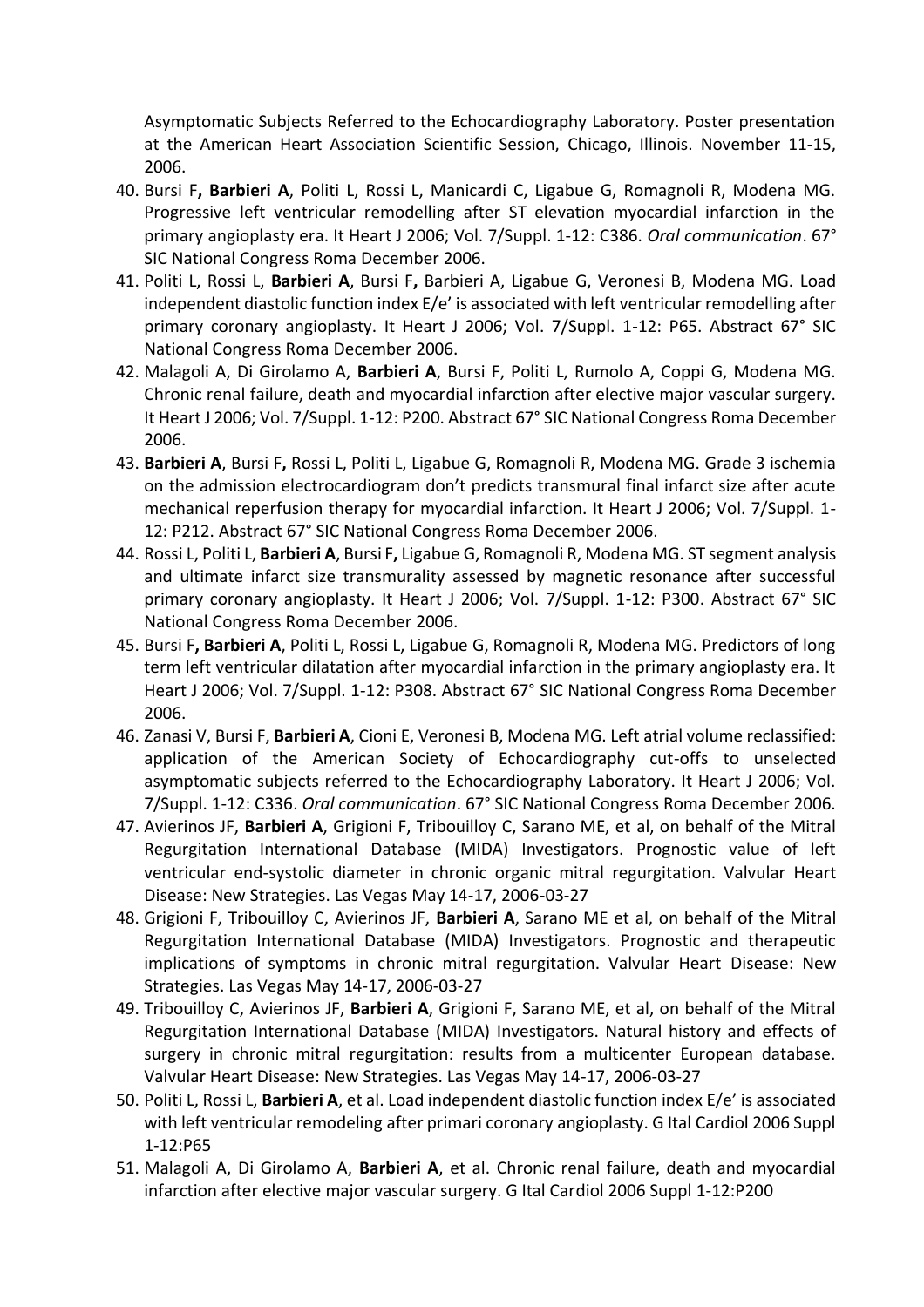Asymptomatic Subjects Referred to the Echocardiography Laboratory. Poster presentation at the American Heart Association Scientific Session, Chicago, Illinois. November 11-15, 2006.

40. Bursi F**,** **Barbieri A**, Politi L, Rossi L, Manicardi C, Ligabue G, Romagnoli R, Modena MG. Progressive left ventricular remodelling after ST elevation myocardial infarction in the primary angioplasty era. It Heart J 2006; Vol. 7/Suppl. 1-12: C386. *Oral communication*. 67° SIC National Congress Roma December 2006.
41. Politi L, Rossi L, **Barbieri A**, Bursi F**,** Barbieri A, Ligabue G, Veronesi B, Modena MG. Load independent diastolic function index E/e' is associated with left ventricular remodelling after primary coronary angioplasty. It Heart J 2006; Vol. 7/Suppl. 1-12: P65. Abstract 67° SIC National Congress Roma December 2006.
42. Malagoli A, Di Girolamo A, **Barbieri A**, Bursi F, Politi L, Rumolo A, Coppi G, Modena MG. Chronic renal failure, death and myocardial infarction after elective major vascular surgery. It Heart J 2006; Vol. 7/Suppl. 1-12: P200. Abstract 67° SIC National Congress Roma December 2006.
43. **Barbieri A**, Bursi F**,** Rossi L, Politi L, Ligabue G, Romagnoli R, Modena MG. Grade 3 ischemia on the admission electrocardiogram don't predicts transmural final infarct size after acute mechanical reperfusion therapy for myocardial infarction. It Heart J 2006; Vol. 7/Suppl. 1-12: P212. Abstract 67° SIC National Congress Roma December 2006.
44. Rossi L, Politi L, **Barbieri A**, Bursi F**,** Ligabue G, Romagnoli R, Modena MG. ST segment analysis and ultimate infarct size transmurality assessed by magnetic resonance after successful primary coronary angioplasty. It Heart J 2006; Vol. 7/Suppl. 1-12: P300. Abstract 67° SIC National Congress Roma December 2006.
45. Bursi F**,** **Barbieri A**, Politi L, Rossi L, Ligabue G, Romagnoli R, Modena MG. Predictors of long term left ventricular dilatation after myocardial infarction in the primary angioplasty era. It Heart J 2006; Vol. 7/Suppl. 1-12: P308. Abstract 67° SIC National Congress Roma December 2006.
46. Zanasi V, Bursi F, **Barbieri A**, Cioni E, Veronesi B, Modena MG. Left atrial volume reclassified: application of the American Society of Echocardiography cut-offs to unselected asymptomatic subjects referred to the Echocardiography Laboratory. It Heart J 2006; Vol. 7/Suppl. 1-12: C336. *Oral communication*. 67° SIC National Congress Roma December 2006.
47. Avierinos JF, **Barbieri A**, Grigioni F, Tribouilloy C, Sarano ME, et al, on behalf of the Mitral Regurgitation International Database (MIDA) Investigators. Prognostic value of left ventricular end-systolic diameter in chronic organic mitral regurgitation. Valvular Heart Disease: New Strategies. Las Vegas May 14-17, 2006-03-27
48. Grigioni F, Tribouilloy C, Avierinos JF, **Barbieri A**, Sarano ME et al, on behalf of the Mitral Regurgitation International Database (MIDA) Investigators. Prognostic and therapeutic implications of symptoms in chronic mitral regurgitation. Valvular Heart Disease: New Strategies. Las Vegas May 14-17, 2006-03-27
49. Tribouilloy C, Avierinos JF, **Barbieri A**, Grigioni F, Sarano ME, et al, on behalf of the Mitral Regurgitation International Database (MIDA) Investigators. Natural history and effects of surgery in chronic mitral regurgitation: results from a multicenter European database. Valvular Heart Disease: New Strategies. Las Vegas May 14-17, 2006-03-27
50. Politi L, Rossi L, **Barbieri A**, et al. Load independent diastolic function index E/e' is associated with left ventricular remodeling after primari coronary angioplasty. G Ital Cardiol 2006 Suppl 1-12:P65
51. Malagoli A, Di Girolamo A, **Barbieri A**, et al. Chronic renal failure, death and myocardial infarction after elective major vascular surgery. G Ital Cardiol 2006 Suppl 1-12:P200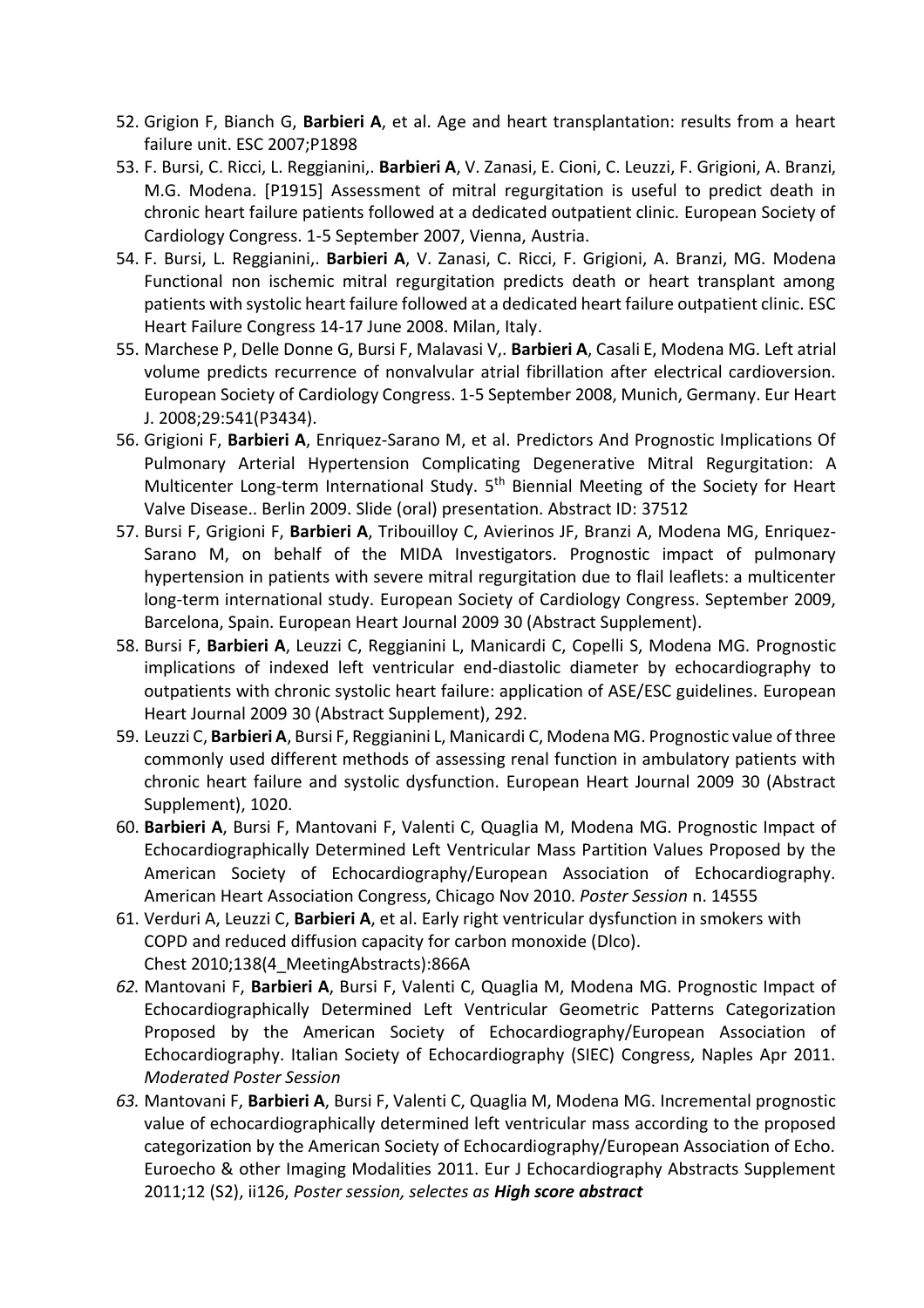52. Grigion F, Bianch G, **Barbieri A**, et al. Age and heart transplantation: results from a heart failure unit. ESC 2007;P1898
53. F. Bursi, C. Ricci, L. Reggianini,. **Barbieri A**, V. Zanasi, E. Cioni, C. Leuzzi, F. Grigioni, A. Branzi, M.G. Modena. [P1915] Assessment of mitral regurgitation is useful to predict death in chronic heart failure patients followed at a dedicated outpatient clinic. European Society of Cardiology Congress. 1-5 September 2007, Vienna, Austria.
54. F. Bursi, L. Reggianini,. **Barbieri A**, V. Zanasi, C. Ricci, F. Grigioni, A. Branzi, MG. Modena Functional non ischemic mitral regurgitation predicts death or heart transplant among patients with systolic heart failure followed at a dedicated heart failure outpatient clinic. ESC Heart Failure Congress 14-17 June 2008. Milan, Italy.
55. Marchese P, Delle Donne G, Bursi F, Malavasi V,. **Barbieri A**, Casali E, Modena MG. Left atrial volume predicts recurrence of nonvalvular atrial fibrillation after electrical cardioversion. European Society of Cardiology Congress. 1-5 September 2008, Munich, Germany. Eur Heart J. 2008;29:541(P3434).
56. Grigioni F, **Barbieri A**, Enriquez-Sarano M, et al. Predictors And Prognostic Implications Of Pulmonary Arterial Hypertension Complicating Degenerative Mitral Regurgitation: A Multicenter Long-term International Study. 5th Biennial Meeting of the Society for Heart Valve Disease.. Berlin 2009. Slide (oral) presentation. Abstract ID: 37512
57. Bursi F, Grigioni F, **Barbieri A**, Tribouilloy C, Avierinos JF, Branzi A, Modena MG, Enriquez-Sarano M, on behalf of the MIDA Investigators. Prognostic impact of pulmonary hypertension in patients with severe mitral regurgitation due to flail leaflets: a multicenter long-term international study. European Society of Cardiology Congress. September 2009, Barcelona, Spain. European Heart Journal 2009 30 (Abstract Supplement).
58. Bursi F, **Barbieri A**, Leuzzi C, Reggianini L, Manicardi C, Copelli S, Modena MG. Prognostic implications of indexed left ventricular end-diastolic diameter by echocardiography to outpatients with chronic systolic heart failure: application of ASE/ESC guidelines. European Heart Journal 2009 30 (Abstract Supplement), 292.
59. Leuzzi C, **Barbieri A**, Bursi F, Reggianini L, Manicardi C, Modena MG. Prognostic value of three commonly used different methods of assessing renal function in ambulatory patients with chronic heart failure and systolic dysfunction. European Heart Journal 2009 30 (Abstract Supplement), 1020.
60. **Barbieri A**, Bursi F, Mantovani F, Valenti C, Quaglia M, Modena MG. Prognostic Impact of Echocardiographically Determined Left Ventricular Mass Partition Values Proposed by the American Society of Echocardiography/European Association of Echocardiography. American Heart Association Congress, Chicago Nov 2010. *Poster Session* n. 14555
61. Verduri A, Leuzzi C, **Barbieri A**, et al. Early right ventricular dysfunction in smokers with COPD and reduced diffusion capacity for carbon monoxide (Dlco). Chest 2010;138(4_MeetingAbstracts):866A
62. Mantovani F, **Barbieri A**, Bursi F, Valenti C, Quaglia M, Modena MG. Prognostic Impact of Echocardiographically Determined Left Ventricular Geometric Patterns Categorization Proposed by the American Society of Echocardiography/European Association of Echocardiography. Italian Society of Echocardiography (SIEC) Congress, Naples Apr 2011. *Moderated Poster Session*
63. Mantovani F, **Barbieri A**, Bursi F, Valenti C, Quaglia M, Modena MG. Incremental prognostic value of echocardiographically determined left ventricular mass according to the proposed categorization by the American Society of Echocardiography/European Association of Echo. Euroecho & other Imaging Modalities 2011. Eur J Echocardiography Abstracts Supplement 2011;12 (S2), ii126, *Poster session, selectes as* ***High score abstract***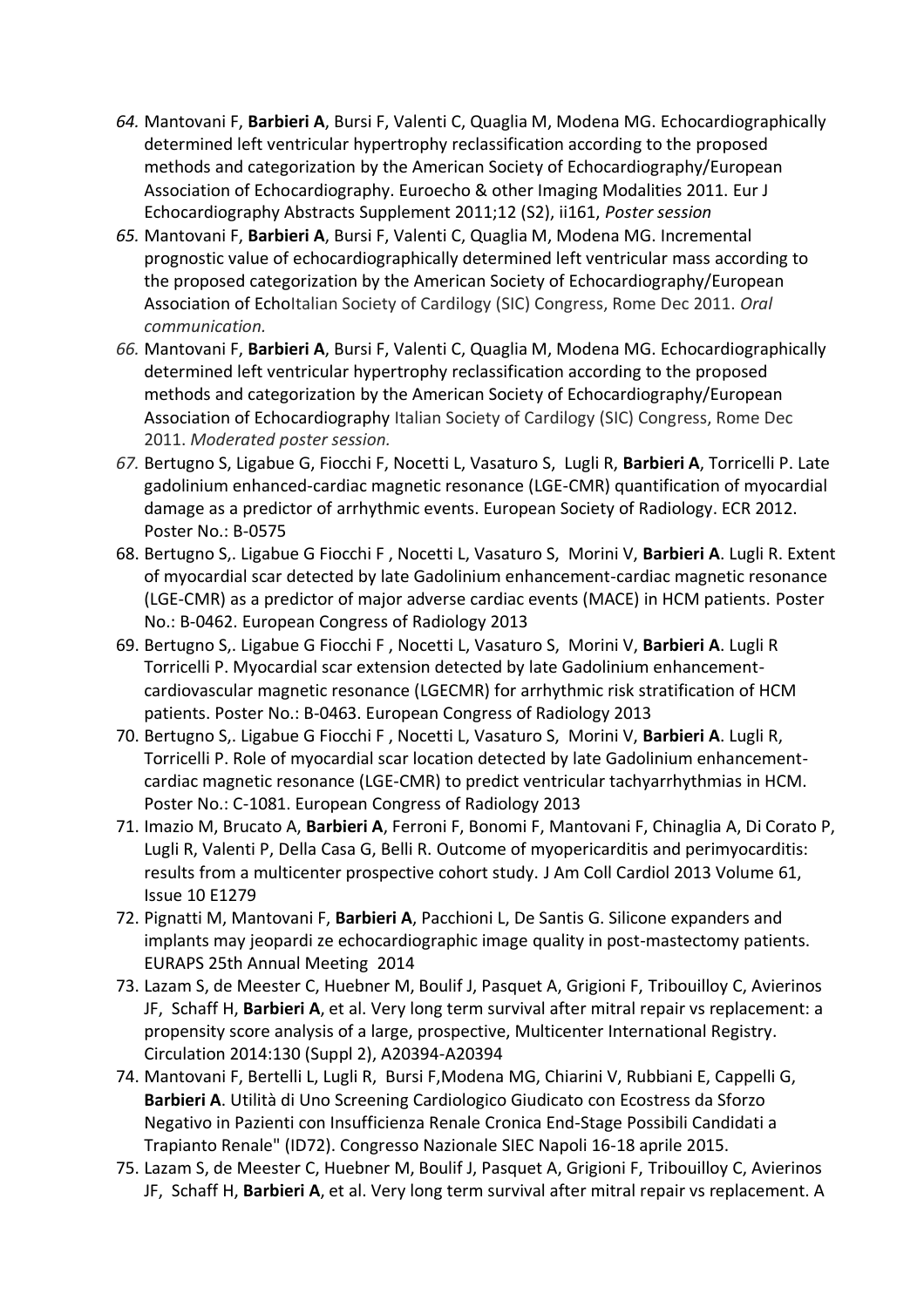*64.* Mantovani F, **Barbieri A**, Bursi F, Valenti C, Quaglia M, Modena MG. Echocardiographically determined left ventricular hypertrophy reclassification according to the proposed methods and categorization by the American Society of Echocardiography/European Association of Echocardiography. Euroecho & other Imaging Modalities 2011. Eur J Echocardiography Abstracts Supplement 2011;12 (S2), ii161, *Poster session*

*65.* Mantovani F, **Barbieri A**, Bursi F, Valenti C, Quaglia M, Modena MG. Incremental prognostic value of echocardiographically determined left ventricular mass according to the proposed categorization by the American Society of Echocardiography/European Association of EchoItalian Society of Cardilogy (SIC) Congress, Rome Dec 2011. *Oral communication.*

*66.* Mantovani F, **Barbieri A**, Bursi F, Valenti C, Quaglia M, Modena MG. Echocardiographically determined left ventricular hypertrophy reclassification according to the proposed methods and categorization by the American Society of Echocardiography/European Association of Echocardiography Italian Society of Cardilogy (SIC) Congress, Rome Dec 2011. *Moderated poster session.*

*67.* Bertugno S, Ligabue G, Fiocchi F, Nocetti L, Vasaturo S, Lugli R, **Barbieri A**, Torricelli P. Late gadolinium enhanced-cardiac magnetic resonance (LGE-CMR) quantification of myocardial damage as a predictor of arrhythmic events. European Society of Radiology. ECR 2012. Poster No.: B-0575

68. Bertugno S,. Ligabue G Fiocchi F , Nocetti L, Vasaturo S, Morini V, **Barbieri A**. Lugli R. Extent of myocardial scar detected by late Gadolinium enhancement-cardiac magnetic resonance (LGE-CMR) as a predictor of major adverse cardiac events (MACE) in HCM patients. Poster No.: B-0462. European Congress of Radiology 2013

69. Bertugno S,. Ligabue G Fiocchi F , Nocetti L, Vasaturo S, Morini V, **Barbieri A**. Lugli R Torricelli P. Myocardial scar extension detected by late Gadolinium enhancement-cardiovascular magnetic resonance (LGECMR) for arrhythmic risk stratification of HCM patients. Poster No.: B-0463. European Congress of Radiology 2013

70. Bertugno S,. Ligabue G Fiocchi F , Nocetti L, Vasaturo S, Morini V, **Barbieri A**. Lugli R, Torricelli P. Role of myocardial scar location detected by late Gadolinium enhancement-cardiac magnetic resonance (LGE-CMR) to predict ventricular tachyarrhythmias in HCM. Poster No.: C-1081. European Congress of Radiology 2013

71. Imazio M, Brucato A, **Barbieri A**, Ferroni F, Bonomi F, Mantovani F, Chinaglia A, Di Corato P, Lugli R, Valenti P, Della Casa G, Belli R. Outcome of myopericarditis and perimyocarditis: results from a multicenter prospective cohort study. J Am Coll Cardiol 2013 Volume 61, Issue 10 E1279

72. Pignatti M, Mantovani F, **Barbieri A**, Pacchioni L, De Santis G. Silicone expanders and implants may jeopardi ze echocardiographic image quality in post-mastectomy patients. EURAPS 25th Annual Meeting 2014

73. Lazam S, de Meester C, Huebner M, Boulif J, Pasquet A, Grigioni F, Tribouilloy C, Avierinos JF, Schaff H, **Barbieri A**, et al. Very long term survival after mitral repair vs replacement: a propensity score analysis of a large, prospective, Multicenter International Registry. Circulation 2014:130 (Suppl 2), A20394-A20394

74. Mantovani F, Bertelli L, Lugli R, Bursi F,Modena MG, Chiarini V, Rubbiani E, Cappelli G, **Barbieri A**. Utilità di Uno Screening Cardiologico Giudicato con Ecostress da Sforzo Negativo in Pazienti con Insufficienza Renale Cronica End-Stage Possibili Candidati a Trapianto Renale" (ID72). Congresso Nazionale SIEC Napoli 16-18 aprile 2015.

75. Lazam S, de Meester C, Huebner M, Boulif J, Pasquet A, Grigioni F, Tribouilloy C, Avierinos JF, Schaff H, **Barbieri A**, et al. Very long term survival after mitral repair vs replacement. A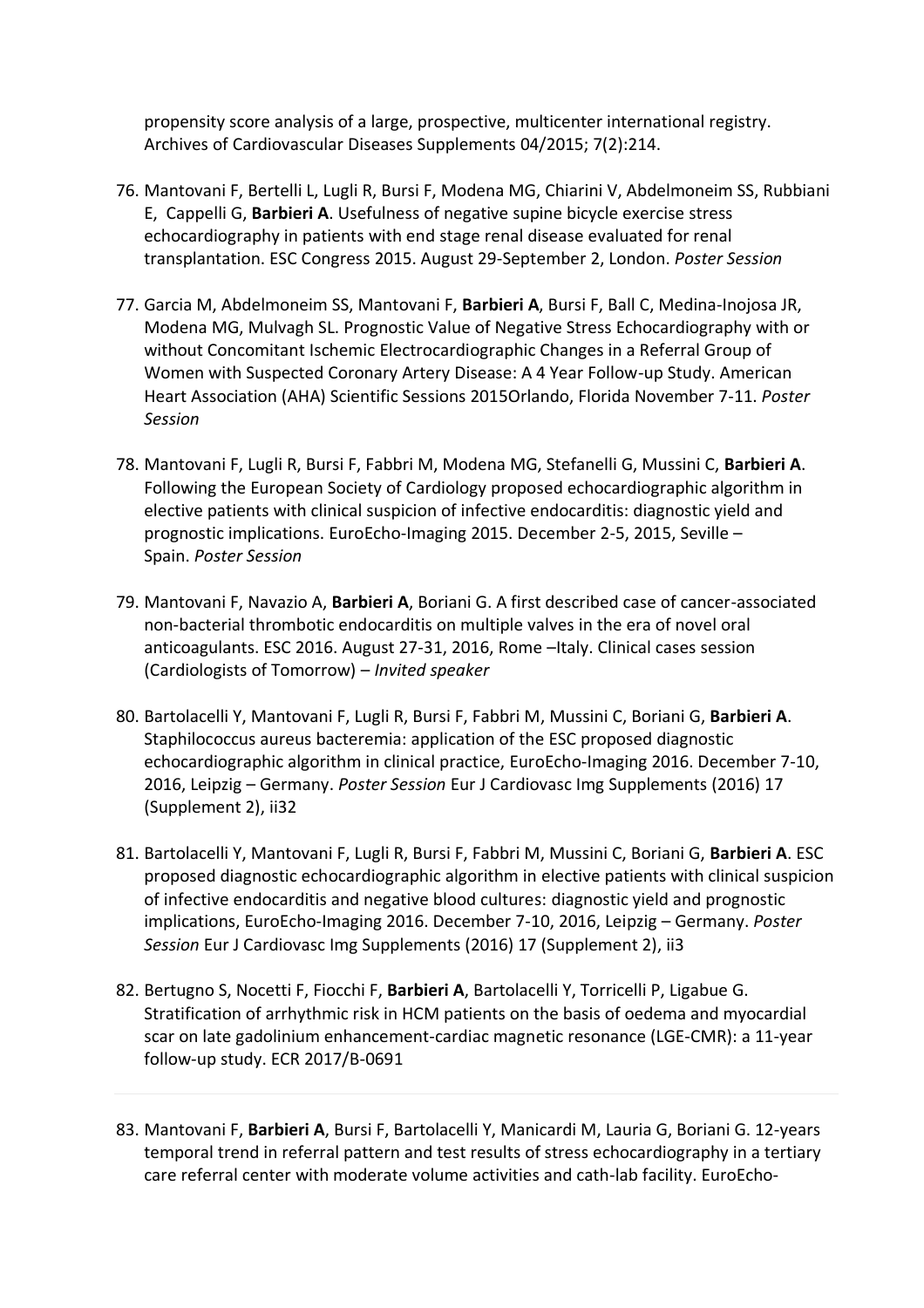propensity score analysis of a large, prospective, multicenter international registry. Archives of Cardiovascular Diseases Supplements 04/2015; 7(2):214.

76. Mantovani F, Bertelli L, Lugli R, Bursi F, Modena MG, Chiarini V, Abdelmoneim SS, Rubbiani E, Cappelli G, **Barbieri A**. Usefulness of negative supine bicycle exercise stress echocardiography in patients with end stage renal disease evaluated for renal transplantation. ESC Congress 2015. August 29-September 2, London. *Poster Session*

77. Garcia M, Abdelmoneim SS, Mantovani F, **Barbieri A**, Bursi F, Ball C, Medina-Inojosa JR, Modena MG, Mulvagh SL. Prognostic Value of Negative Stress Echocardiography with or without Concomitant Ischemic Electrocardiographic Changes in a Referral Group of Women with Suspected Coronary Artery Disease: A 4 Year Follow-up Study. American Heart Association (AHA) Scientific Sessions 2015Orlando, Florida November 7-11. *Poster Session*

78. Mantovani F, Lugli R, Bursi F, Fabbri M, Modena MG, Stefanelli G, Mussini C, **Barbieri A**. Following the European Society of Cardiology proposed echocardiographic algorithm in elective patients with clinical suspicion of infective endocarditis: diagnostic yield and prognostic implications. EuroEcho-Imaging 2015. December 2-5, 2015, Seville – Spain. *Poster Session*

79. Mantovani F, Navazio A, **Barbieri A**, Boriani G. A first described case of cancer-associated non-bacterial thrombotic endocarditis on multiple valves in the era of novel oral anticoagulants. ESC 2016. August 27-31, 2016, Rome –Italy. Clinical cases session (Cardiologists of Tomorrow) – *Invited speaker*

80. Bartolacelli Y, Mantovani F, Lugli R, Bursi F, Fabbri M, Mussini C, Boriani G, **Barbieri A**. Staphilococcus aureus bacteremia: application of the ESC proposed diagnostic echocardiographic algorithm in clinical practice, EuroEcho-Imaging 2016. December 7-10, 2016, Leipzig – Germany. *Poster Session* Eur J Cardiovasc Img Supplements (2016) 17 (Supplement 2), ii32

81. Bartolacelli Y, Mantovani F, Lugli R, Bursi F, Fabbri M, Mussini C, Boriani G, **Barbieri A**. ESC proposed diagnostic echocardiographic algorithm in elective patients with clinical suspicion of infective endocarditis and negative blood cultures: diagnostic yield and prognostic implications, EuroEcho-Imaging 2016. December 7-10, 2016, Leipzig – Germany. *Poster Session* Eur J Cardiovasc Img Supplements (2016) 17 (Supplement 2), ii3

82. Bertugno S, Nocetti F, Fiocchi F, **Barbieri A**, Bartolacelli Y, Torricelli P, Ligabue G. Stratification of arrhythmic risk in HCM patients on the basis of oedema and myocardial scar on late gadolinium enhancement-cardiac magnetic resonance (LGE-CMR): a 11-year follow-up study. ECR 2017/B-0691

83. Mantovani F, **Barbieri A**, Bursi F, Bartolacelli Y, Manicardi M, Lauria G, Boriani G. 12-years temporal trend in referral pattern and test results of stress echocardiography in a tertiary care referral center with moderate volume activities and cath-lab facility. EuroEcho-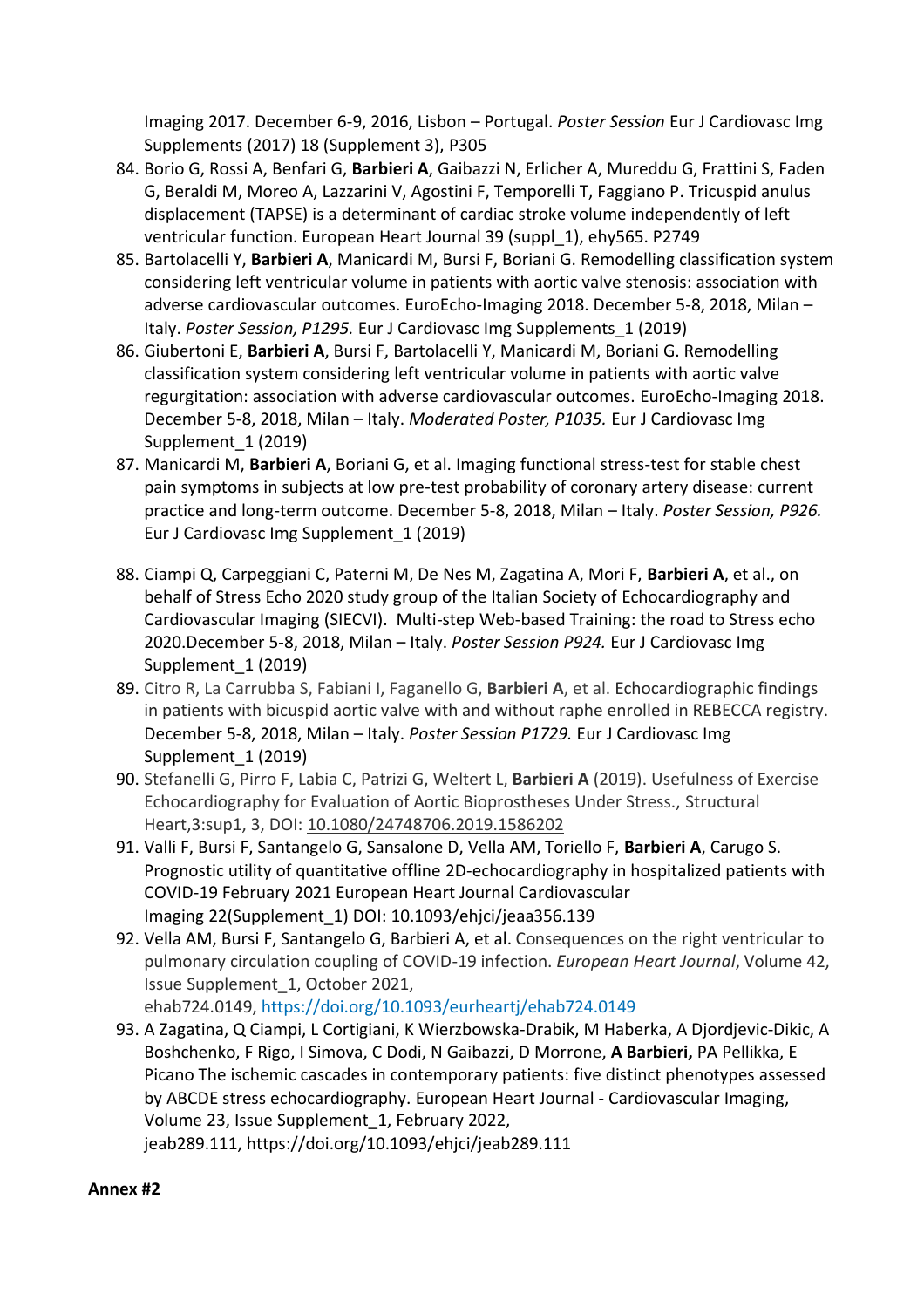Imaging 2017. December 6-9, 2016, Lisbon – Portugal. *Poster Session* Eur J Cardiovasc Img Supplements (2017) 18 (Supplement 3), P305

84. Borio G, Rossi A, Benfari G, **Barbieri A**, Gaibazzi N, Erlicher A, Mureddu G, Frattini S, Faden G, Beraldi M, Moreo A, Lazzarini V, Agostini F, Temporelli T, Faggiano P. Tricuspid anulus displacement (TAPSE) is a determinant of cardiac stroke volume independently of left ventricular function. European Heart Journal 39 (suppl_1), ehy565. P2749
85. Bartolacelli Y, **Barbieri A**, Manicardi M, Bursi F, Boriani G. Remodelling classification system considering left ventricular volume in patients with aortic valve stenosis: association with adverse cardiovascular outcomes. EuroEcho-Imaging 2018. December 5-8, 2018, Milan – Italy. *Poster Session, P1295.* Eur J Cardiovasc Img Supplements_1 (2019)
86. Giubertoni E, **Barbieri A**, Bursi F, Bartolacelli Y, Manicardi M, Boriani G. Remodelling classification system considering left ventricular volume in patients with aortic valve regurgitation: association with adverse cardiovascular outcomes. EuroEcho-Imaging 2018. December 5-8, 2018, Milan – Italy. *Moderated Poster, P1035.* Eur J Cardiovasc Img Supplement_1 (2019)
87. Manicardi M, **Barbieri A**, Boriani G, et al. Imaging functional stress-test for stable chest pain symptoms in subjects at low pre-test probability of coronary artery disease: current practice and long-term outcome. December 5-8, 2018, Milan – Italy. *Poster Session, P926.* Eur J Cardiovasc Img Supplement_1 (2019)
88. Ciampi Q, Carpeggiani C, Paterni M, De Nes M, Zagatina A, Mori F, **Barbieri A**, et al., on behalf of Stress Echo 2020 study group of the Italian Society of Echocardiography and Cardiovascular Imaging (SIECVI). Multi-step Web-based Training: the road to Stress echo 2020.December 5-8, 2018, Milan – Italy. *Poster Session P924.* Eur J Cardiovasc Img Supplement_1 (2019)
89. Citro R, La Carrubba S, Fabiani I, Faganello G, **Barbieri A**, et al. Echocardiographic findings in patients with bicuspid aortic valve with and without raphe enrolled in REBECCA registry. December 5-8, 2018, Milan – Italy. *Poster Session P1729.* Eur J Cardiovasc Img Supplement_1 (2019)
90. Stefanelli G, Pirro F, Labia C, Patrizi G, Weltert L, **Barbieri A** (2019). Usefulness of Exercise Echocardiography for Evaluation of Aortic Bioprostheses Under Stress., Structural Heart,3:sup1, 3, DOI: 10.1080/24748706.2019.1586202
91. Valli F, Bursi F, Santangelo G, Sansalone D, Vella AM, Toriello F, **Barbieri A**, Carugo S. Prognostic utility of quantitative offline 2D-echocardiography in hospitalized patients with COVID-19 February 2021 European Heart Journal Cardiovascular Imaging 22(Supplement_1) DOI: 10.1093/ehjci/jeaa356.139
92. Vella AM, Bursi F, Santangelo G, Barbieri A, et al. Consequences on the right ventricular to pulmonary circulation coupling of COVID-19 infection. *European Heart Journal*, Volume 42, Issue Supplement_1, October 2021, ehab724.0149, https://doi.org/10.1093/eurheartj/ehab724.0149
93. A Zagatina, Q Ciampi, L Cortigiani, K Wierzbowska-Drabik, M Haberka, A Djordjevic-Dikic, A Boshchenko, F Rigo, I Simova, C Dodi, N Gaibazzi, D Morrone, **A Barbieri,** PA Pellikka, E Picano The ischemic cascades in contemporary patients: five distinct phenotypes assessed by ABCDE stress echocardiography. European Heart Journal - Cardiovascular Imaging, Volume 23, Issue Supplement_1, February 2022, jeab289.111, https://doi.org/10.1093/ehjci/jeab289.111

**Annex #2**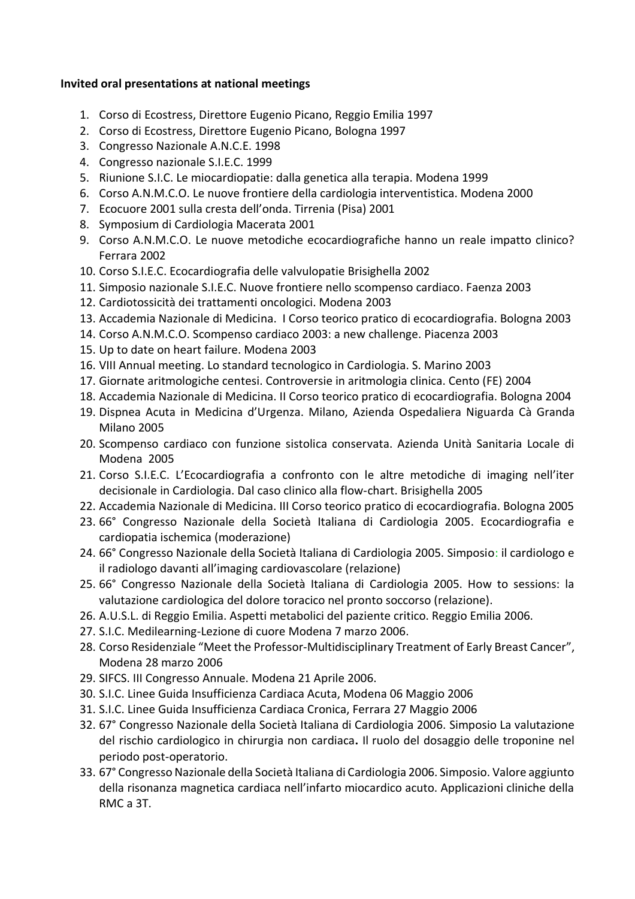**Invited oral presentations at national meetings**

1. Corso di Ecostress, Direttore Eugenio Picano, Reggio Emilia 1997
2. Corso di Ecostress, Direttore Eugenio Picano, Bologna 1997
3. Congresso Nazionale A.N.C.E. 1998
4. Congresso nazionale S.I.E.C. 1999
5. Riunione S.I.C. Le miocardiopatie: dalla genetica alla terapia. Modena 1999
6. Corso A.N.M.C.O. Le nuove frontiere della cardiologia interventistica. Modena 2000
7. Ecocuore 2001 sulla cresta dell'onda. Tirrenia (Pisa) 2001
8. Symposium di Cardiologia Macerata 2001
9. Corso A.N.M.C.O. Le nuove metodiche ecocardiografiche hanno un reale impatto clinico? Ferrara 2002
10. Corso S.I.E.C. Ecocardiografia delle valvulopatie Brisighella 2002
11. Simposio nazionale S.I.E.C. Nuove frontiere nello scompenso cardiaco. Faenza 2003
12. Cardiotossicità dei trattamenti oncologici. Modena 2003
13. Accademia Nazionale di Medicina. I Corso teorico pratico di ecocardiografia. Bologna 2003
14. Corso A.N.M.C.O. Scompenso cardiaco 2003: a new challenge. Piacenza 2003
15. Up to date on heart failure. Modena 2003
16. VIII Annual meeting. Lo standard tecnologico in Cardiologia. S. Marino 2003
17. Giornate aritmologiche centesi. Controversie in aritmologia clinica. Cento (FE) 2004
18. Accademia Nazionale di Medicina. II Corso teorico pratico di ecocardiografia. Bologna 2004
19. Dispnea Acuta in Medicina d'Urgenza. Milano, Azienda Ospedaliera Niguarda Cà Granda Milano 2005
20. Scompenso cardiaco con funzione sistolica conservata. Azienda Unità Sanitaria Locale di Modena 2005
21. Corso S.I.E.C. L'Ecocardiografia a confronto con le altre metodiche di imaging nell'iter decisionale in Cardiologia. Dal caso clinico alla flow-chart. Brisighella 2005
22. Accademia Nazionale di Medicina. III Corso teorico pratico di ecocardiografia. Bologna 2005
23. 66° Congresso Nazionale della Società Italiana di Cardiologia 2005. Ecocardiografia e cardiopatia ischemica (moderazione)
24. 66° Congresso Nazionale della Società Italiana di Cardiologia 2005. Simposio: il cardiologo e il radiologo davanti all'imaging cardiovascolare (relazione)
25. 66° Congresso Nazionale della Società Italiana di Cardiologia 2005. How to sessions: la valutazione cardiologica del dolore toracico nel pronto soccorso (relazione).
26. A.U.S.L. di Reggio Emilia. Aspetti metabolici del paziente critico. Reggio Emilia 2006.
27. S.I.C. Medilearning-Lezione di cuore Modena 7 marzo 2006.
28. Corso Residenziale "Meet the Professor-Multidisciplinary Treatment of Early Breast Cancer", Modena 28 marzo 2006
29. SIFCS. III Congresso Annuale. Modena 21 Aprile 2006.
30. S.I.C. Linee Guida Insufficienza Cardiaca Acuta, Modena 06 Maggio 2006
31. S.I.C. Linee Guida Insufficienza Cardiaca Cronica, Ferrara 27 Maggio 2006
32. 67° Congresso Nazionale della Società Italiana di Cardiologia 2006. Simposio La valutazione del rischio cardiologico in chirurgia non cardiaca**.** Il ruolo del dosaggio delle troponine nel periodo post-operatorio.
33. 67° Congresso Nazionale della Società Italiana di Cardiologia 2006. Simposio. Valore aggiunto della risonanza magnetica cardiaca nell'infarto miocardico acuto. Applicazioni cliniche della RMC a 3T.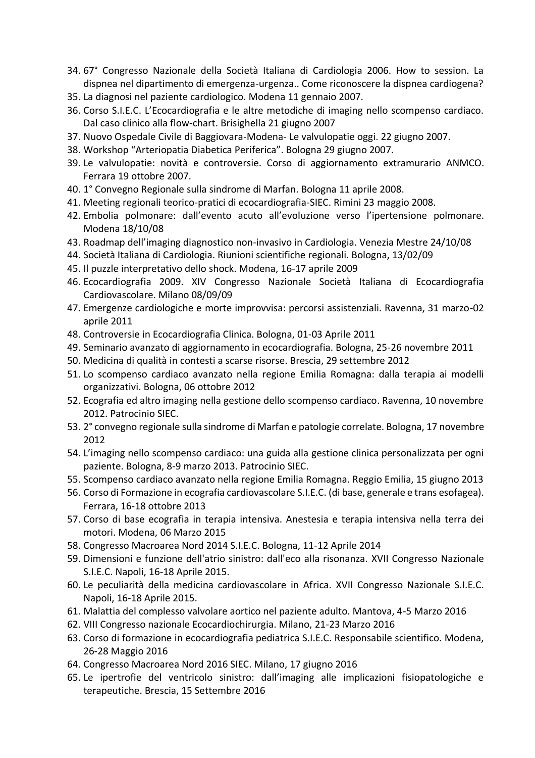34. 67° Congresso Nazionale della Società Italiana di Cardiologia 2006. How to session. La dispnea nel dipartimento di emergenza-urgenza.. Come riconoscere la dispnea cardiogena?
35. La diagnosi nel paziente cardiologico. Modena 11 gennaio 2007.
36. Corso S.I.E.C. L'Ecocardiografia e le altre metodiche di imaging nello scompenso cardiaco. Dal caso clinico alla flow-chart. Brisighella 21 giugno 2007
37. Nuovo Ospedale Civile di Baggiovara-Modena- Le valvulopatie oggi. 22 giugno 2007.
38. Workshop "Arteriopatia Diabetica Periferica". Bologna 29 giugno 2007.
39. Le valvulopatie: novità e controversie. Corso di aggiornamento extramurario ANMCO. Ferrara 19 ottobre 2007.
40. 1° Convegno Regionale sulla sindrome di Marfan. Bologna 11 aprile 2008.
41. Meeting regionali teorico-pratici di ecocardiografia-SIEC. Rimini 23 maggio 2008.
42. Embolia polmonare: dall'evento acuto all'evoluzione verso l'ipertensione polmonare. Modena 18/10/08
43. Roadmap dell'imaging diagnostico non-invasivo in Cardiologia. Venezia Mestre 24/10/08
44. Società Italiana di Cardiologia. Riunioni scientifiche regionali. Bologna, 13/02/09
45. Il puzzle interpretativo dello shock. Modena, 16-17 aprile 2009
46. Ecocardiografia 2009. XIV Congresso Nazionale Società Italiana di Ecocardiografia Cardiovascolare. Milano 08/09/09
47. Emergenze cardiologiche e morte improvvisa: percorsi assistenziali. Ravenna, 31 marzo-02 aprile 2011
48. Controversie in Ecocardiografia Clinica. Bologna, 01-03 Aprile 2011
49. Seminario avanzato di aggiornamento in ecocardiografia. Bologna, 25-26 novembre 2011
50. Medicina di qualità in contesti a scarse risorse. Brescia, 29 settembre 2012
51. Lo scompenso cardiaco avanzato nella regione Emilia Romagna: dalla terapia ai modelli organizzativi. Bologna, 06 ottobre 2012
52. Ecografia ed altro imaging nella gestione dello scompenso cardiaco. Ravenna, 10 novembre 2012. Patrocinio SIEC.
53. 2° convegno regionale sulla sindrome di Marfan e patologie correlate. Bologna, 17 novembre 2012
54. L'imaging nello scompenso cardiaco: una guida alla gestione clinica personalizzata per ogni paziente. Bologna, 8-9 marzo 2013. Patrocinio SIEC.
55. Scompenso cardiaco avanzato nella regione Emilia Romagna. Reggio Emilia, 15 giugno 2013
56. Corso di Formazione in ecografia cardiovascolare S.I.E.C. (di base, generale e trans esofagea). Ferrara, 16-18 ottobre 2013
57. Corso di base ecografia in terapia intensiva. Anestesia e terapia intensiva nella terra dei motori. Modena, 06 Marzo 2015
58. Congresso Macroarea Nord 2014 S.I.E.C. Bologna, 11-12 Aprile 2014
59. Dimensioni e funzione dell'atrio sinistro: dall'eco alla risonanza. XVII Congresso Nazionale S.I.E.C. Napoli, 16-18 Aprile 2015.
60. Le peculiarità della medicina cardiovascolare in Africa. XVII Congresso Nazionale S.I.E.C. Napoli, 16-18 Aprile 2015.
61. Malattia del complesso valvolare aortico nel paziente adulto. Mantova, 4-5 Marzo 2016
62. VIII Congresso nazionale Ecocardiochirurgia. Milano, 21-23 Marzo 2016
63. Corso di formazione in ecocardiografia pediatrica S.I.E.C. Responsabile scientifico. Modena, 26-28 Maggio 2016
64. Congresso Macroarea Nord 2016 SIEC. Milano, 17 giugno 2016
65. Le ipertrofie del ventricolo sinistro: dall'imaging alle implicazioni fisiopatologiche e terapeutiche. Brescia, 15 Settembre 2016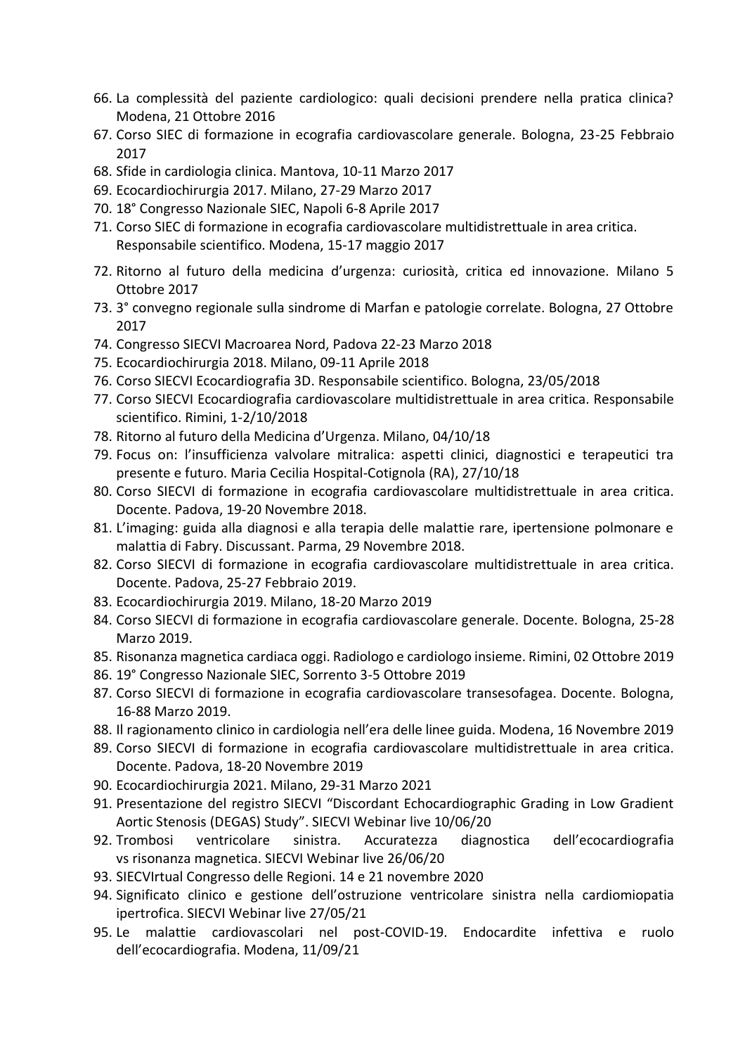66. La complessità del paziente cardiologico: quali decisioni prendere nella pratica clinica? Modena, 21 Ottobre 2016
67. Corso SIEC di formazione in ecografia cardiovascolare generale. Bologna, 23-25 Febbraio 2017
68. Sfide in cardiologia clinica. Mantova, 10-11 Marzo 2017
69. Ecocardiochirurgia 2017. Milano, 27-29 Marzo 2017
70. 18° Congresso Nazionale SIEC, Napoli 6-8 Aprile 2017
71. Corso SIEC di formazione in ecografia cardiovascolare multidistrettuale in area critica. Responsabile scientifico. Modena, 15-17 maggio 2017
72. Ritorno al futuro della medicina d'urgenza: curiosità, critica ed innovazione. Milano 5 Ottobre 2017
73. 3° convegno regionale sulla sindrome di Marfan e patologie correlate. Bologna, 27 Ottobre 2017
74. Congresso SIECVI Macroarea Nord, Padova 22-23 Marzo 2018
75. Ecocardiochirurgia 2018. Milano, 09-11 Aprile 2018
76. Corso SIECVI Ecocardiografia 3D. Responsabile scientifico. Bologna, 23/05/2018
77. Corso SIECVI Ecocardiografia cardiovascolare multidistrettuale in area critica. Responsabile scientifico. Rimini, 1-2/10/2018
78. Ritorno al futuro della Medicina d'Urgenza. Milano, 04/10/18
79. Focus on: l'insufficienza valvolare mitralica: aspetti clinici, diagnostici e terapeutici tra presente e futuro. Maria Cecilia Hospital-Cotignola (RA), 27/10/18
80. Corso SIECVI di formazione in ecografia cardiovascolare multidistrettuale in area critica. Docente. Padova, 19-20 Novembre 2018.
81. L'imaging: guida alla diagnosi e alla terapia delle malattie rare, ipertensione polmonare e malattia di Fabry. Discussant. Parma, 29 Novembre 2018.
82. Corso SIECVI di formazione in ecografia cardiovascolare multidistrettuale in area critica. Docente. Padova, 25-27 Febbraio 2019.
83. Ecocardiochirurgia 2019. Milano, 18-20 Marzo 2019
84. Corso SIECVI di formazione in ecografia cardiovascolare generale. Docente. Bologna, 25-28 Marzo 2019.
85. Risonanza magnetica cardiaca oggi. Radiologo e cardiologo insieme. Rimini, 02 Ottobre 2019
86. 19° Congresso Nazionale SIEC, Sorrento 3-5 Ottobre 2019
87. Corso SIECVI di formazione in ecografia cardiovascolare transesofagea. Docente. Bologna, 16-88 Marzo 2019.
88. Il ragionamento clinico in cardiologia nell'era delle linee guida. Modena, 16 Novembre 2019
89. Corso SIECVI di formazione in ecografia cardiovascolare multidistrettuale in area critica. Docente. Padova, 18-20 Novembre 2019
90. Ecocardiochirurgia 2021. Milano, 29-31 Marzo 2021
91. Presentazione del registro SIECVI "Discordant Echocardiographic Grading in Low Gradient Aortic Stenosis (DEGAS) Study". SIECVI Webinar live 10/06/20
92. Trombosi ventricolare sinistra. Accuratezza diagnostica dell'ecocardiografia vs risonanza magnetica. SIECVI Webinar live 26/06/20
93. SIECVIrtual Congresso delle Regioni. 14 e 21 novembre 2020
94. Significato clinico e gestione dell'ostruzione ventricolare sinistra nella cardiomiopatia ipertrofica. SIECVI Webinar live 27/05/21
95. Le malattie cardiovascolari nel post-COVID-19. Endocardite infettiva e ruolo dell'ecocardiografia. Modena, 11/09/21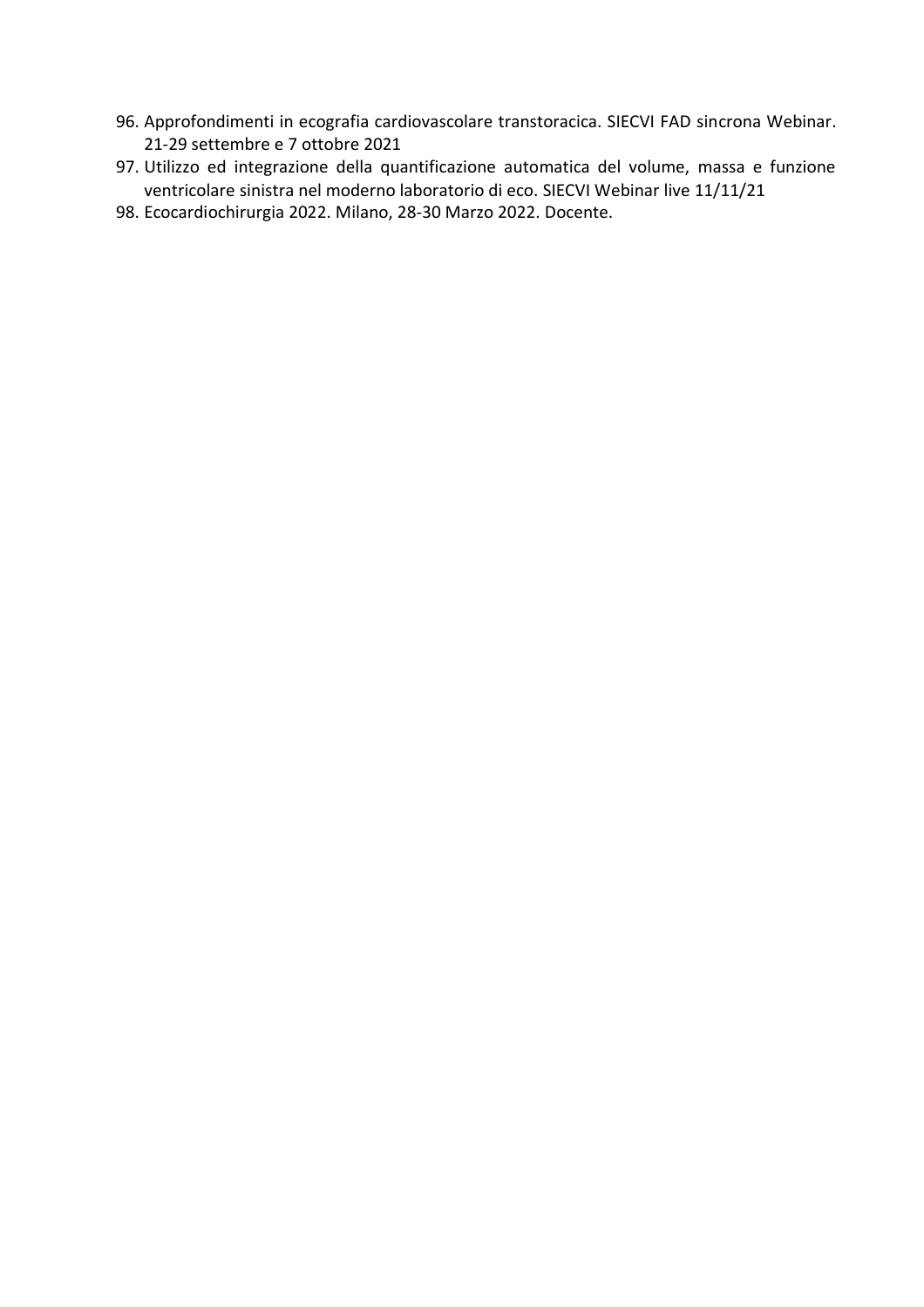96. Approfondimenti in ecografia cardiovascolare transtoracica. SIECVI FAD sincrona Webinar. 21-29 settembre e 7 ottobre 2021
97. Utilizzo ed integrazione della quantificazione automatica del volume, massa e funzione ventricolare sinistra nel moderno laboratorio di eco. SIECVI Webinar live 11/11/21
98. Ecocardiochirurgia 2022. Milano, 28-30 Marzo 2022. Docente.